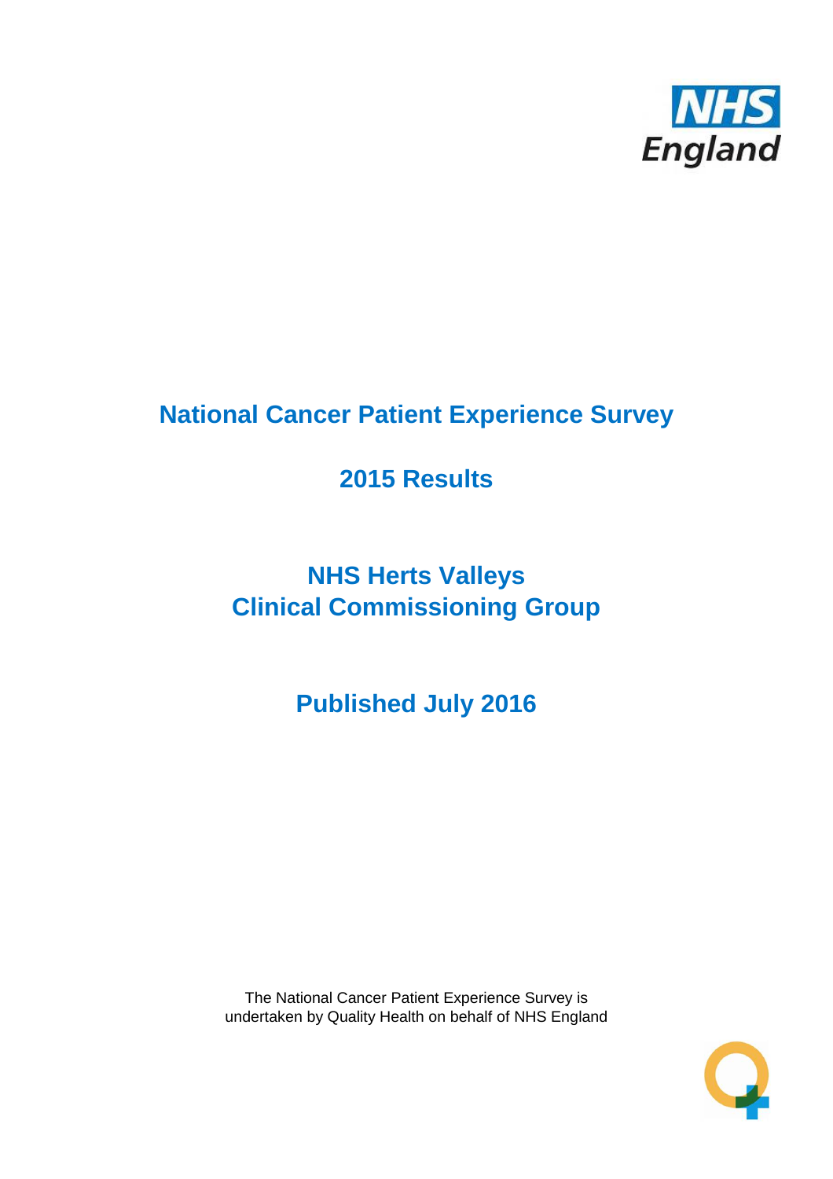# National Cancer Patient Experience Survey

## 2015 Results

## NHS Herts Valleys Clinical Commissioning Group

## Published July 2016

The National Cancer Patient Experience Survey is undertaken by Quality Health on behalf of NHS England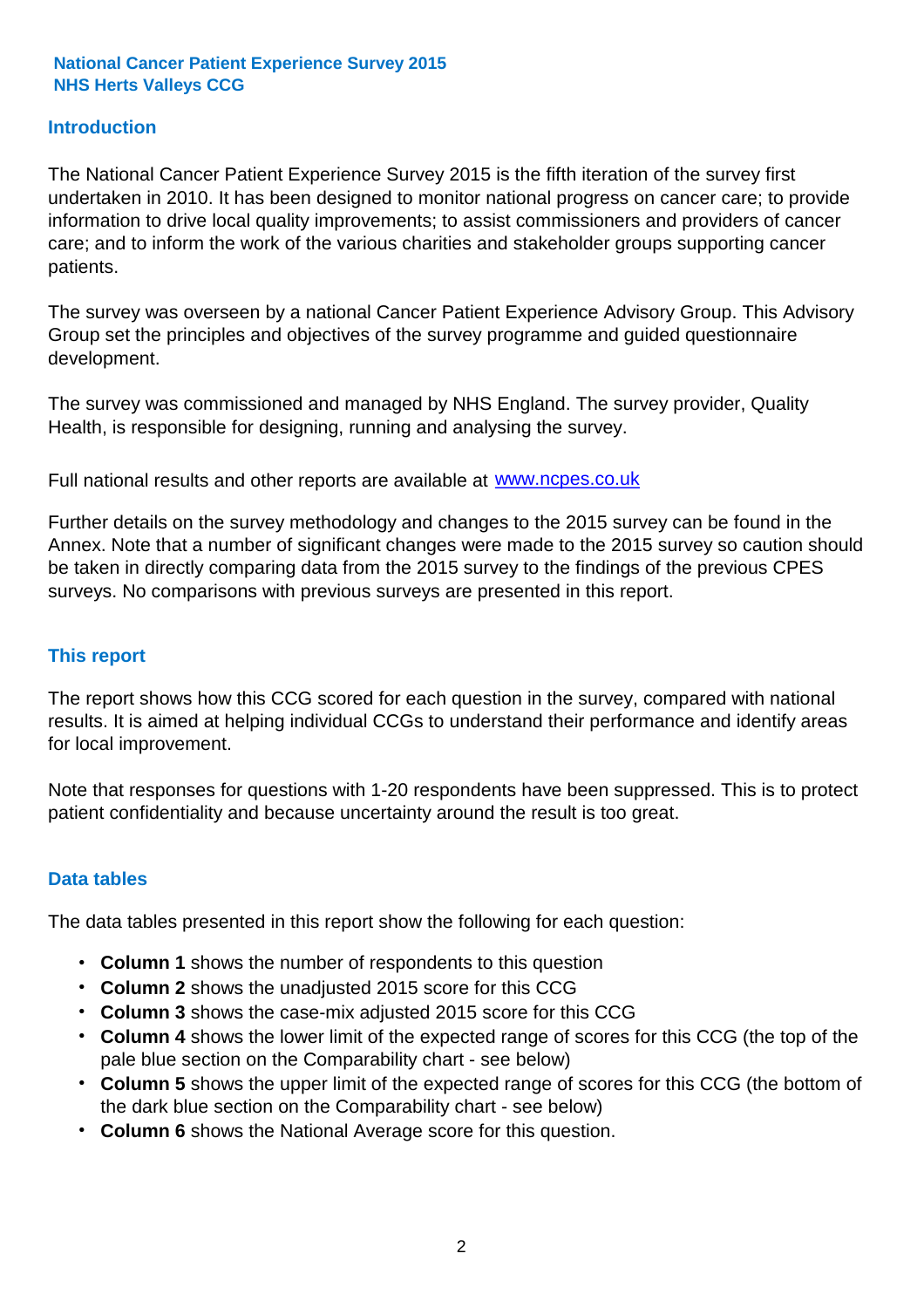**National Cancer Patient Experience Survey 2015**
**NHS Herts Valleys CCG**

## Introduction

The National Cancer Patient Experience Survey 2015 is the fifth iteration of the survey first undertaken in 2010. It has been designed to monitor national progress on cancer care; to provide information to drive local quality improvements; to assist commissioners and providers of cancer care; and to inform the work of the various charities and stakeholder groups supporting cancer patients.

The survey was overseen by a national Cancer Patient Experience Advisory Group. This Advisory Group set the principles and objectives of the survey programme and guided questionnaire development.

The survey was commissioned and managed by NHS England. The survey provider, Quality Health, is responsible for designing, running and analysing the survey.

Full national results and other reports are available at [www.ncpes.co.uk](http://www.ncpes.co.uk)

Further details on the survey methodology and changes to the 2015 survey can be found in the Annex. Note that a number of significant changes were made to the 2015 survey so caution should be taken in directly comparing data from the 2015 survey to the findings of the previous CPES surveys. No comparisons with previous surveys are presented in this report.

## This report

The report shows how this CCG scored for each question in the survey, compared with national results. It is aimed at helping individual CCGs to understand their performance and identify areas for local improvement.

Note that responses for questions with 1-20 respondents have been suppressed. This is to protect patient confidentiality and because uncertainty around the result is too great.

## Data tables

The data tables presented in this report show the following for each question:

- **Column 1** shows the number of respondents to this question
- **Column 2** shows the unadjusted 2015 score for this CCG
- **Column 3** shows the case-mix adjusted 2015 score for this CCG
- **Column 4** shows the lower limit of the expected range of scores for this CCG (the top of the pale blue section on the Comparability chart - see below)
- **Column 5** shows the upper limit of the expected range of scores for this CCG (the bottom of the dark blue section on the Comparability chart - see below)
- **Column 6** shows the National Average score for this question.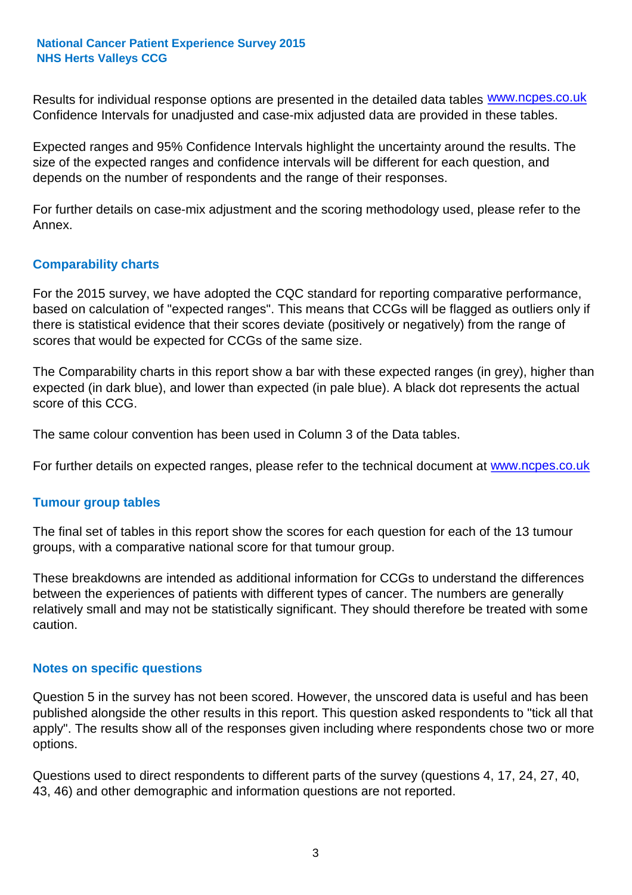Results for individual response options are presented in the detailed data tables www.ncpes.co.uk Confidence Intervals for unadjusted and case-mix adjusted data are provided in these tables.

Expected ranges and 95% Confidence Intervals highlight the uncertainty around the results. The size of the expected ranges and confidence intervals will be different for each question, and depends on the number of respondents and the range of their responses.

For further details on case-mix adjustment and the scoring methodology used, please refer to the Annex.

## Comparability charts

For the 2015 survey, we have adopted the CQC standard for reporting comparative performance, based on calculation of "expected ranges". This means that CCGs will be flagged as outliers only if there is statistical evidence that their scores deviate (positively or negatively) from the range of scores that would be expected for CCGs of the same size.

The Comparability charts in this report show a bar with these expected ranges (in grey), higher than expected (in dark blue), and lower than expected (in pale blue). A black dot represents the actual score of this CCG.

The same colour convention has been used in Column 3 of the Data tables.

For further details on expected ranges, please refer to the technical document at www.ncpes.co.uk

## Tumour group tables

The final set of tables in this report show the scores for each question for each of the 13 tumour groups, with a comparative national score for that tumour group.

These breakdowns are intended as additional information for CCGs to understand the differences between the experiences of patients with different types of cancer. The numbers are generally relatively small and may not be statistically significant. They should therefore be treated with some caution.

## Notes on specific questions

Question 5 in the survey has not been scored. However, the unscored data is useful and has been published alongside the other results in this report. This question asked respondents to "tick all that apply". The results show all of the responses given including where respondents chose two or more options.

Questions used to direct respondents to different parts of the survey (questions 4, 17, 24, 27, 40, 43, 46) and other demographic and information questions are not reported.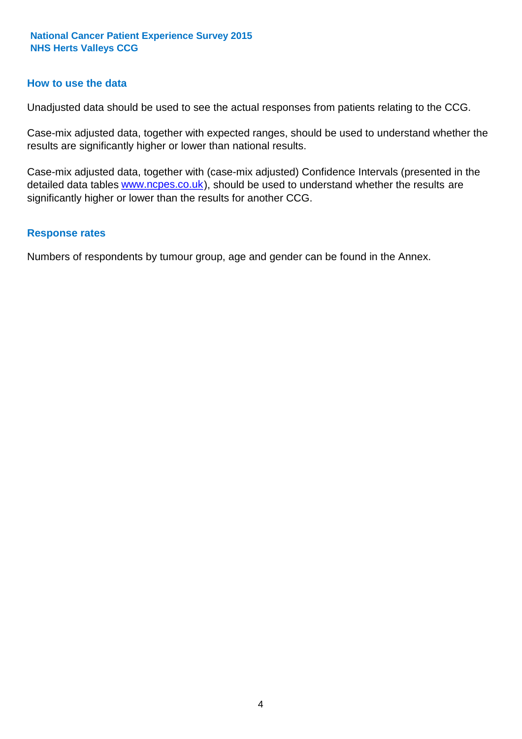## How to use the data

Unadjusted data should be used to see the actual responses from patients relating to the CCG.

Case-mix adjusted data, together with expected ranges, should be used to understand whether the results are significantly higher or lower than national results.

Case-mix adjusted data, together with (case-mix adjusted) Confidence Intervals (presented in the detailed data tables www.ncpes.co.uk), should be used to understand whether the results are significantly higher or lower than the results for another CCG.

## Response rates

Numbers of respondents by tumour group, age and gender can be found in the Annex.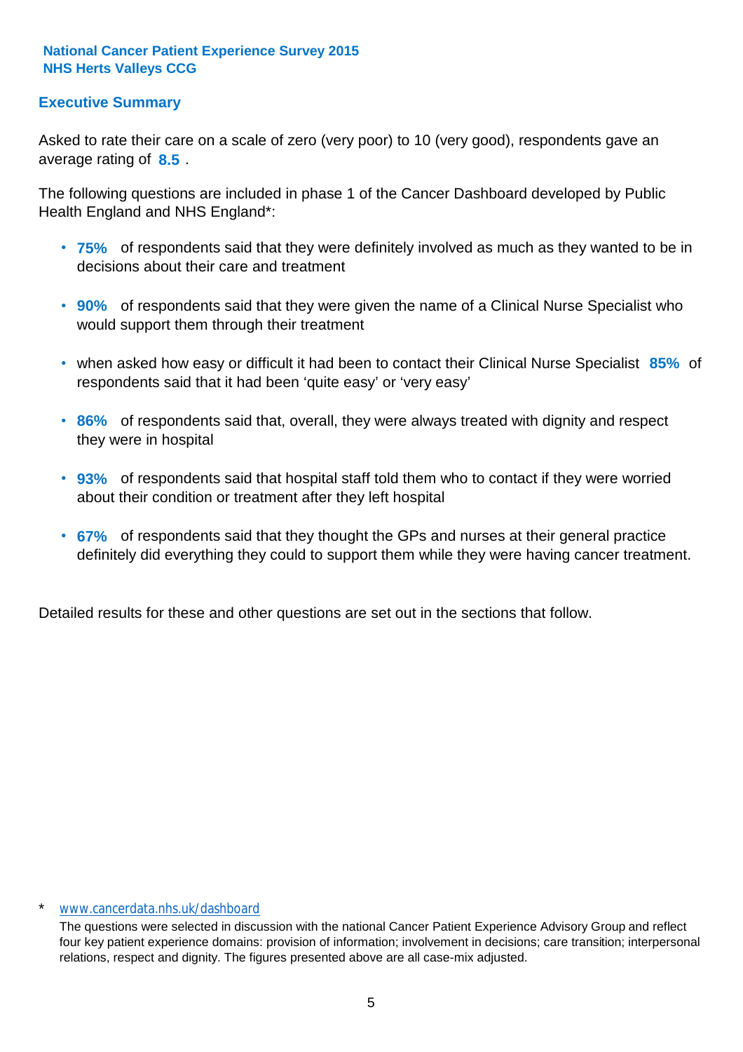**National Cancer Patient Experience Survey 2015**
**NHS Herts Valleys CCG**

## Executive Summary

Asked to rate their care on a scale of zero (very poor) to 10 (very good), respondents gave an average rating of **8.5** .

The following questions are included in phase 1 of the Cancer Dashboard developed by Public Health England and NHS England*:

- **75%** of respondents said that they were definitely involved as much as they wanted to be in decisions about their care and treatment
- **90%** of respondents said that they were given the name of a Clinical Nurse Specialist who would support them through their treatment
- when asked how easy or difficult it had been to contact their Clinical Nurse Specialist **85%** of respondents said that it had been 'quite easy' or 'very easy'
- **86%** of respondents said that, overall, they were always treated with dignity and respect they were in hospital
- **93%** of respondents said that hospital staff told them who to contact if they were worried about their condition or treatment after they left hospital
- **67%** of respondents said that they thought the GPs and nurses at their general practice definitely did everything they could to support them while they were having cancer treatment.

Detailed results for these and other questions are set out in the sections that follow.

\* www.cancerdata.nhs.uk/dashboard

The questions were selected in discussion with the national Cancer Patient Experience Advisory Group and reflect four key patient experience domains: provision of information; involvement in decisions; care transition; interpersonal relations, respect and dignity. The figures presented above are all case-mix adjusted.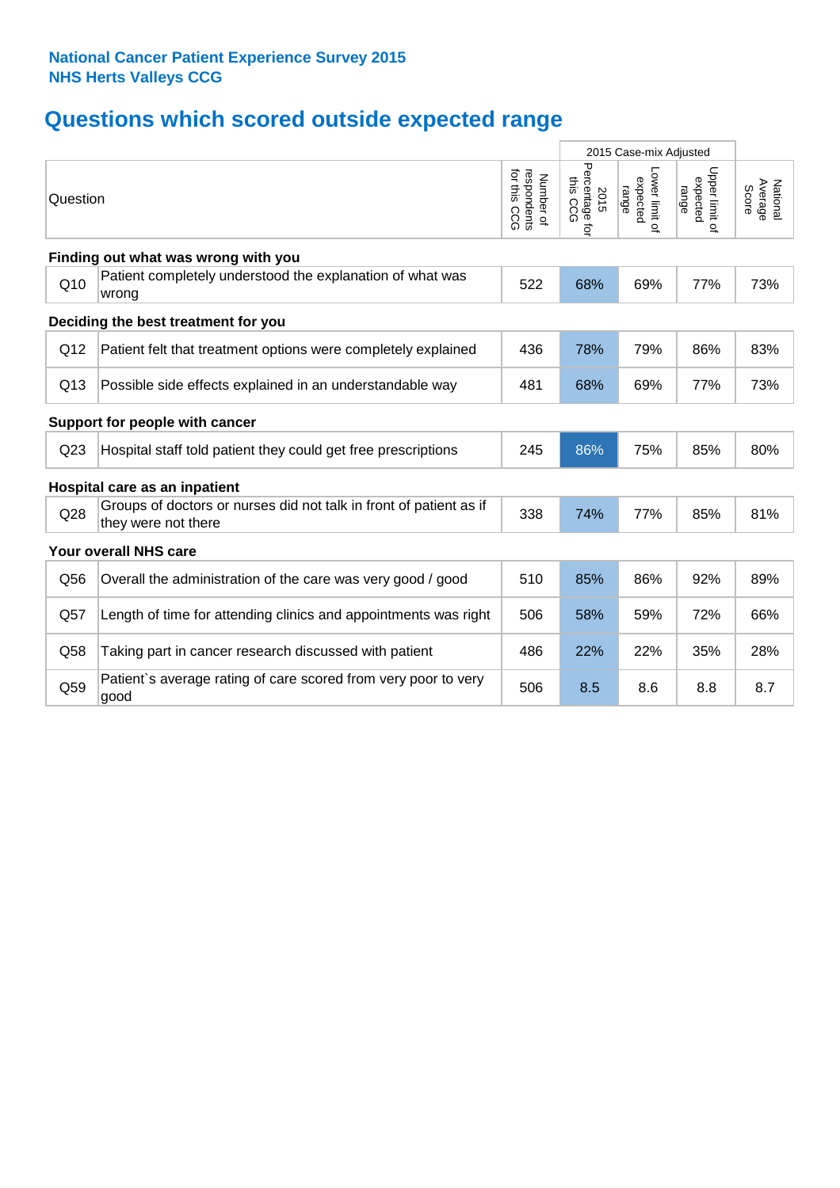**National Cancer Patient Experience Survey 2015**
**NHS Herts Valleys CCG**

# Questions which scored outside expected range

| | Question | Number of respondents for this CCG | 2015 Case-mix Adjusted: 2015 Percentage for this CCG | Lower limit of expected range | Upper limit of expected range | National Average Score |
|---|---|---|---|---|---|---|
| **Finding out what was wrong with you** | | | | | | |
| Q10 | Patient completely understood the explanation of what was wrong | 522 | 68% | 69% | 77% | 73% |
| **Deciding the best treatment for you** | | | | | | |
| Q12 | Patient felt that treatment options were completely explained | 436 | 78% | 79% | 86% | 83% |
| Q13 | Possible side effects explained in an understandable way | 481 | 68% | 69% | 77% | 73% |
| **Support for people with cancer** | | | | | | |
| Q23 | Hospital staff told patient they could get free prescriptions | 245 | 86% | 75% | 85% | 80% |
| **Hospital care as an inpatient** | | | | | | |
| Q28 | Groups of doctors or nurses did not talk in front of patient as if they were not there | 338 | 74% | 77% | 85% | 81% |
| **Your overall NHS care** | | | | | | |
| Q56 | Overall the administration of the care was very good / good | 510 | 85% | 86% | 92% | 89% |
| Q57 | Length of time for attending clinics and appointments was right | 506 | 58% | 59% | 72% | 66% |
| Q58 | Taking part in cancer research discussed with patient | 486 | 22% | 22% | 35% | 28% |
| Q59 | Patient`s average rating of care scored from very poor to very good | 506 | 8.5 | 8.6 | 8.8 | 8.7 |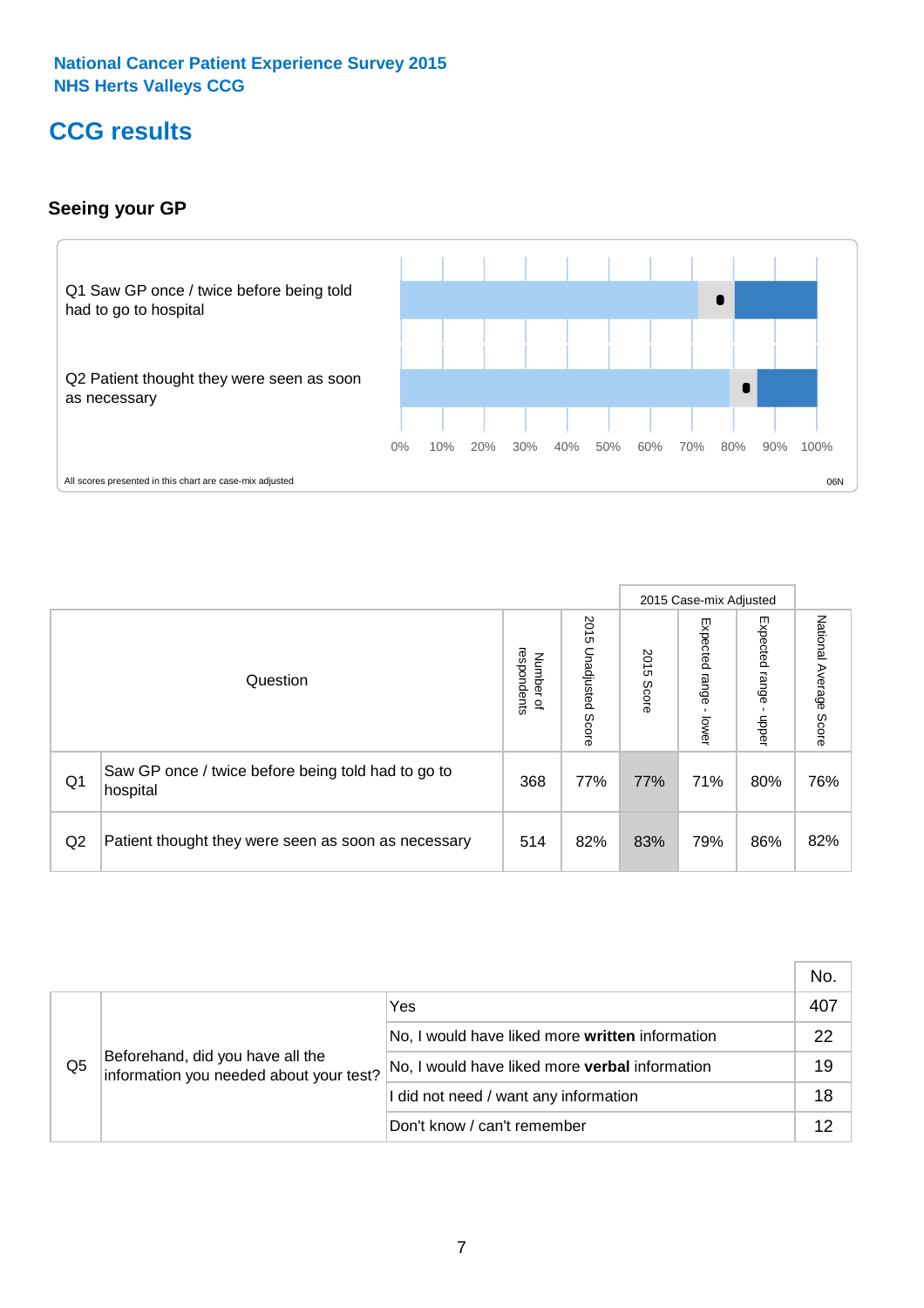National Cancer Patient Experience Survey 2015
NHS Herts Valleys CCG

# CCG results

## Seeing your GP

Q1 Saw GP once / twice before being told had to go to hospital

Q2 Patient thought they were seen as soon as necessary

0% 10% 20% 30% 40% 50% 60% 70% 80% 90% 100%

All scores presented in this chart are case-mix adjusted

06N

| | Question | Number of respondents | 2015 Unadjusted Score | 2015 Case-mix Adjusted: 2015 Score | 2015 Case-mix Adjusted: Expected range - lower | 2015 Case-mix Adjusted: Expected range - upper | National Average Score |
|---|---|---|---|---|---|---|---|
| Q1 | Saw GP once / twice before being told had to go to hospital | 368 | 77% | 77% | 71% | 80% | 76% |
| Q2 | Patient thought they were seen as soon as necessary | 514 | 82% | 83% | 79% | 86% | 82% |

| | | | No. |
|---|---|---|---|
| Q5 | Beforehand, did you have all the information you needed about your test? | Yes | 407 |
| | | No, I would have liked more **written** information | 22 |
| | | No, I would have liked more **verbal** information | 19 |
| | | I did not need / want any information | 18 |
| | | Don't know / can't remember | 12 |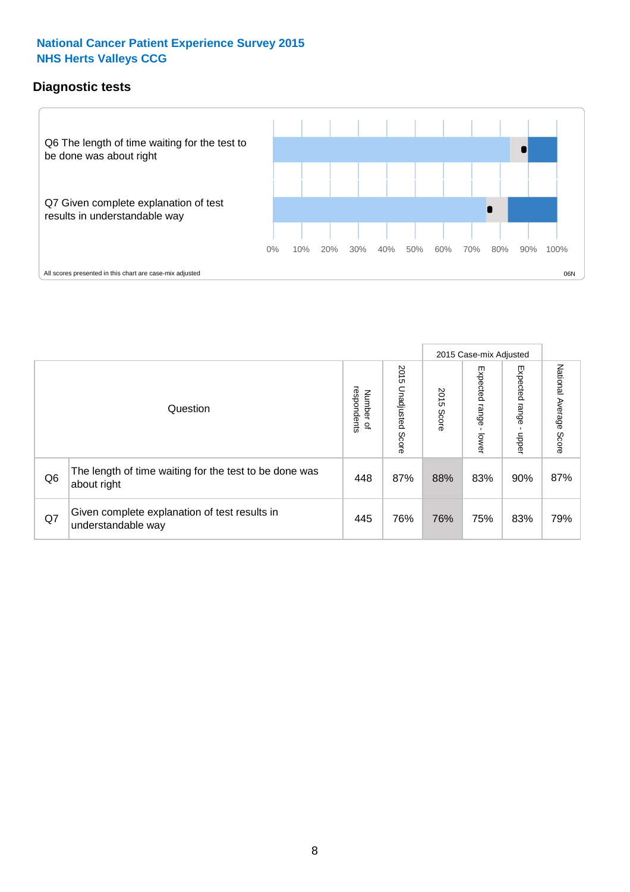# National Cancer Patient Experience Survey 2015
# NHS Herts Valleys CCG

## Diagnostic tests

Q6 The length of time waiting for the test to be done was about right

Q7 Given complete explanation of test results in understandable way

0% 10% 20% 30% 40% 50% 60% 70% 80% 90% 100%

All scores presented in this chart are case-mix adjusted

06N

| Question | | Number of respondents | 2015 Unadjusted Score | 2015 Case-mix Adjusted: 2015 Score | 2015 Case-mix Adjusted: Expected range - lower | 2015 Case-mix Adjusted: Expected range - upper | National Average Score |
|---|---|---|---|---|---|---|---|
| Q6 | The length of time waiting for the test to be done was about right | 448 | 87% | 88% | 83% | 90% | 87% |
| Q7 | Given complete explanation of test results in understandable way | 445 | 76% | 76% | 75% | 83% | 79% |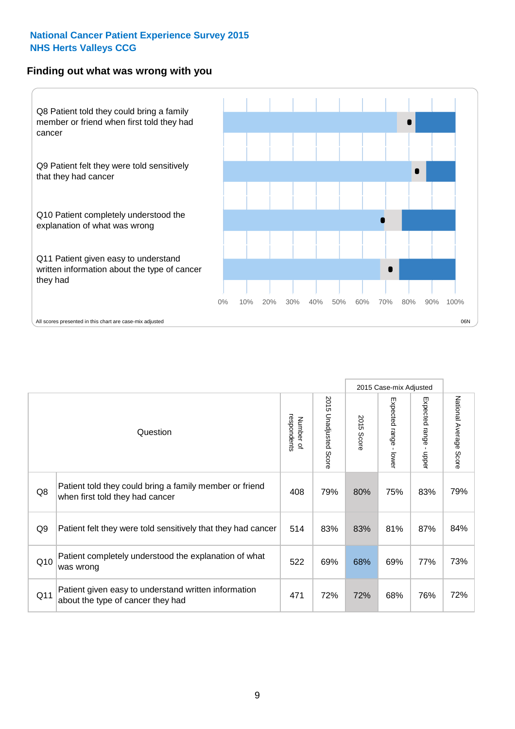National Cancer Patient Experience Survey 2015
NHS Herts Valleys CCG

## Finding out what was wrong with you

Q8 Patient told they could bring a family member or friend when first told they had cancer

Q9 Patient felt they were told sensitively that they had cancer

Q10 Patient completely understood the explanation of what was wrong

Q11 Patient given easy to understand written information about the type of cancer they had

0% 10% 20% 30% 40% 50% 60% 70% 80% 90% 100%

All scores presented in this chart are case-mix adjusted

06N

| | Question | Number of respondents | 2015 Unadjusted Score | 2015 Case-mix Adjusted | | | National Average Score |
|---|---|---|---|---|---|---|---|
| | | | | 2015 Score | Expected range - lower | Expected range - upper | |
| Q8 | Patient told they could bring a family member or friend when first told they had cancer | 408 | 79% | 80% | 75% | 83% | 79% |
| Q9 | Patient felt they were told sensitively that they had cancer | 514 | 83% | 83% | 81% | 87% | 84% |
| Q10 | Patient completely understood the explanation of what was wrong | 522 | 69% | 68% | 69% | 77% | 73% |
| Q11 | Patient given easy to understand written information about the type of cancer they had | 471 | 72% | 72% | 68% | 76% | 72% |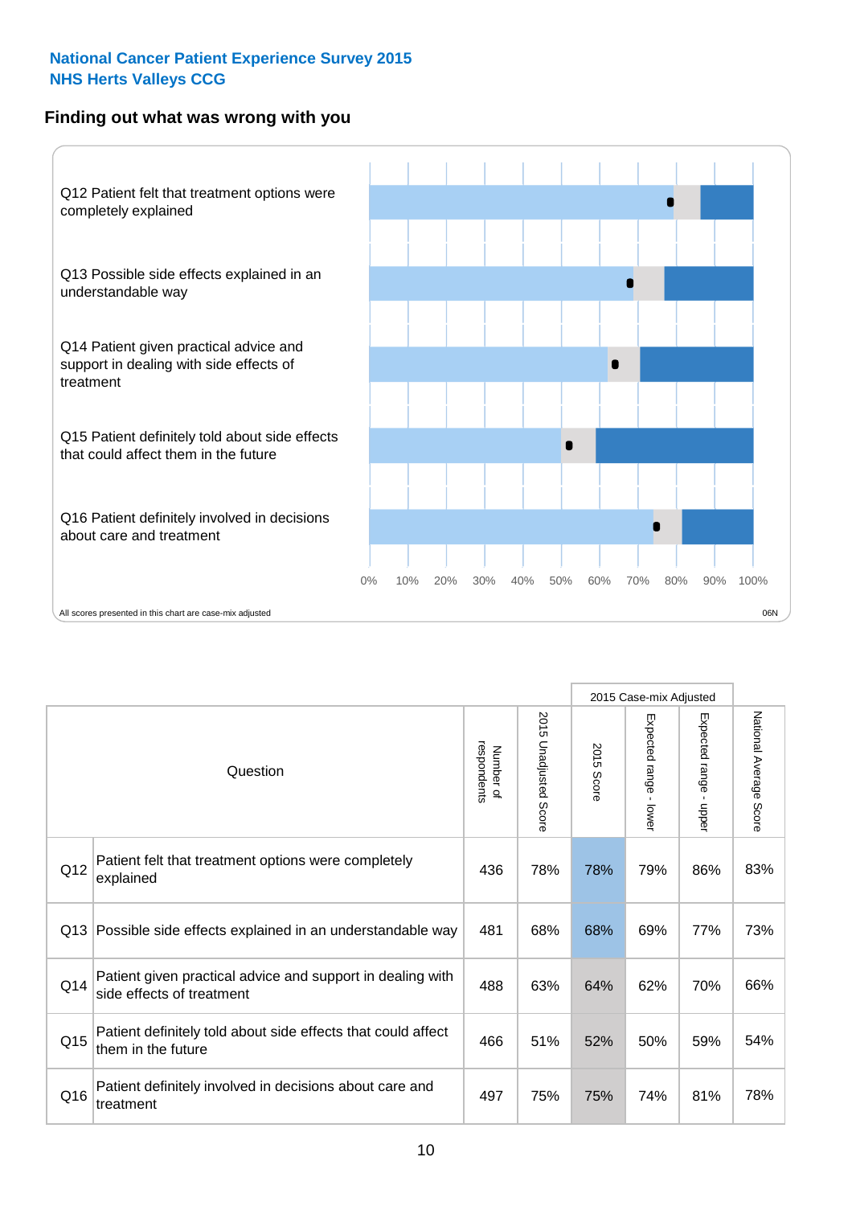**National Cancer Patient Experience Survey 2015**
**NHS Herts Valleys CCG**

## Finding out what was wrong with you

Q12 Patient felt that treatment options were completely explained

Q13 Possible side effects explained in an understandable way

Q14 Patient given practical advice and support in dealing with side effects of treatment

Q15 Patient definitely told about side effects that could affect them in the future

Q16 Patient definitely involved in decisions about care and treatment

0% 10% 20% 30% 40% 50% 60% 70% 80% 90% 100%

All scores presented in this chart are case-mix adjusted

06N

| Question | | Number of respondents | 2015 Unadjusted Score | 2015 Case-mix Adjusted: 2015 Score | 2015 Case-mix Adjusted: Expected range - lower | 2015 Case-mix Adjusted: Expected range - upper | National Average Score |
|---|---|---|---|---|---|---|---|
| Q12 | Patient felt that treatment options were completely explained | 436 | 78% | 78% | 79% | 86% | 83% |
| Q13 | Possible side effects explained in an understandable way | 481 | 68% | 68% | 69% | 77% | 73% |
| Q14 | Patient given practical advice and support in dealing with side effects of treatment | 488 | 63% | 64% | 62% | 70% | 66% |
| Q15 | Patient definitely told about side effects that could affect them in the future | 466 | 51% | 52% | 50% | 59% | 54% |
| Q16 | Patient definitely involved in decisions about care and treatment | 497 | 75% | 75% | 74% | 81% | 78% |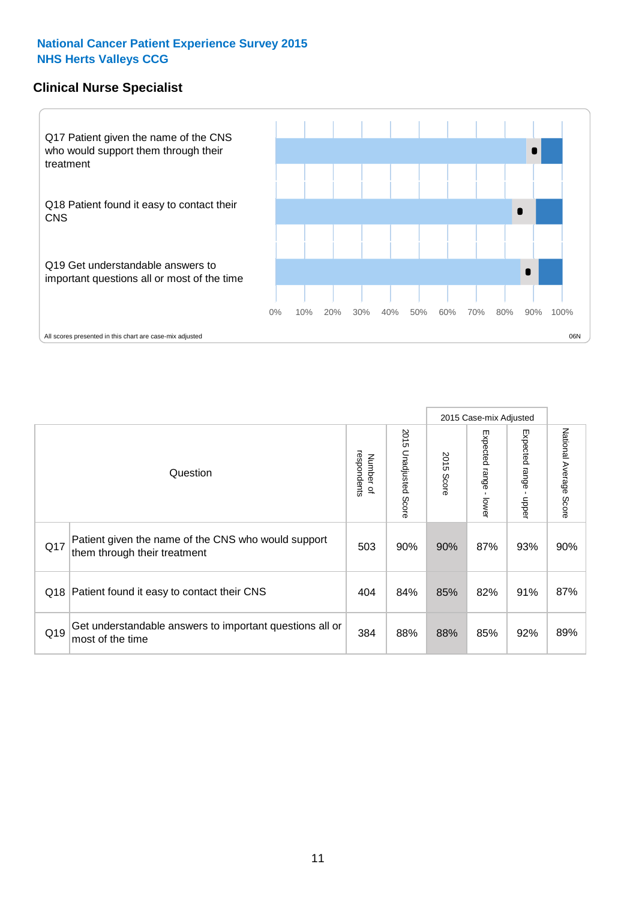**National Cancer Patient Experience Survey 2015**
**NHS Herts Valleys CCG**

## Clinical Nurse Specialist

Q17 Patient given the name of the CNS who would support them through their treatment

Q18 Patient found it easy to contact their CNS

Q19 Get understandable answers to important questions all or most of the time

0% 10% 20% 30% 40% 50% 60% 70% 80% 90% 100%

All scores presented in this chart are case-mix adjusted

06N

| | Question | Number of respondents | 2015 Unadjusted Score | 2015 Case-mix Adjusted: 2015 Score | 2015 Case-mix Adjusted: Expected range - lower | 2015 Case-mix Adjusted: Expected range - upper | National Average Score |
|---|---|---|---|---|---|---|---|
| Q17 | Patient given the name of the CNS who would support them through their treatment | 503 | 90% | 90% | 87% | 93% | 90% |
| Q18 | Patient found it easy to contact their CNS | 404 | 84% | 85% | 82% | 91% | 87% |
| Q19 | Get understandable answers to important questions all or most of the time | 384 | 88% | 88% | 85% | 92% | 89% |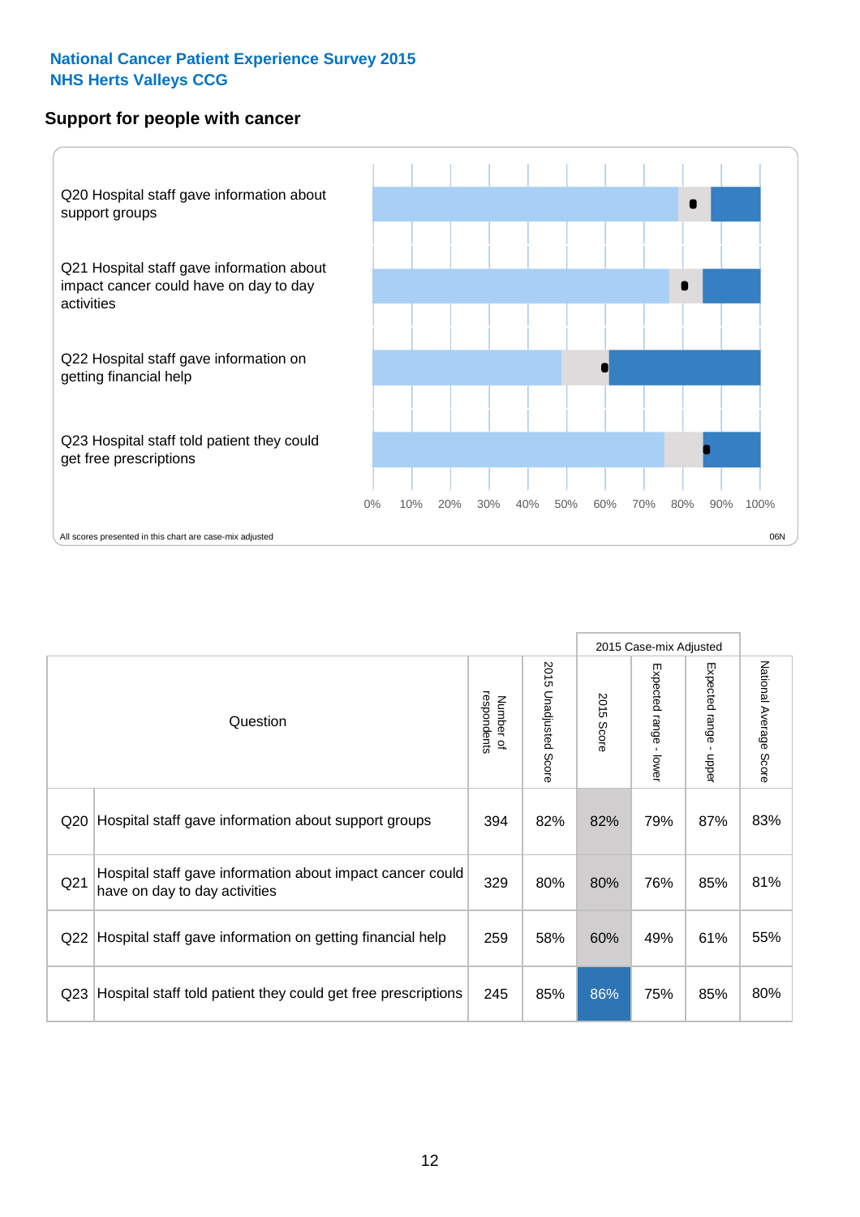**National Cancer Patient Experience Survey 2015**
**NHS Herts Valleys CCG**

## Support for people with cancer

Q20 Hospital staff gave information about support groups

Q21 Hospital staff gave information about impact cancer could have on day to day activities

Q22 Hospital staff gave information on getting financial help

Q23 Hospital staff told patient they could get free prescriptions

0% 10% 20% 30% 40% 50% 60% 70% 80% 90% 100%

All scores presented in this chart are case-mix adjusted

06N

| | Question | Number of respondents | 2015 Unadjusted Score | 2015 Case-mix Adjusted | | | National Average Score |
|---|---|---|---|---|---|---|---|
| | | | | 2015 Score | Expected range - lower | Expected range - upper | |
| Q20 | Hospital staff gave information about support groups | 394 | 82% | 82% | 79% | 87% | 83% |
| Q21 | Hospital staff gave information about impact cancer could have on day to day activities | 329 | 80% | 80% | 76% | 85% | 81% |
| Q22 | Hospital staff gave information on getting financial help | 259 | 58% | 60% | 49% | 61% | 55% |
| Q23 | Hospital staff told patient they could get free prescriptions | 245 | 85% | 86% | 75% | 85% | 80% |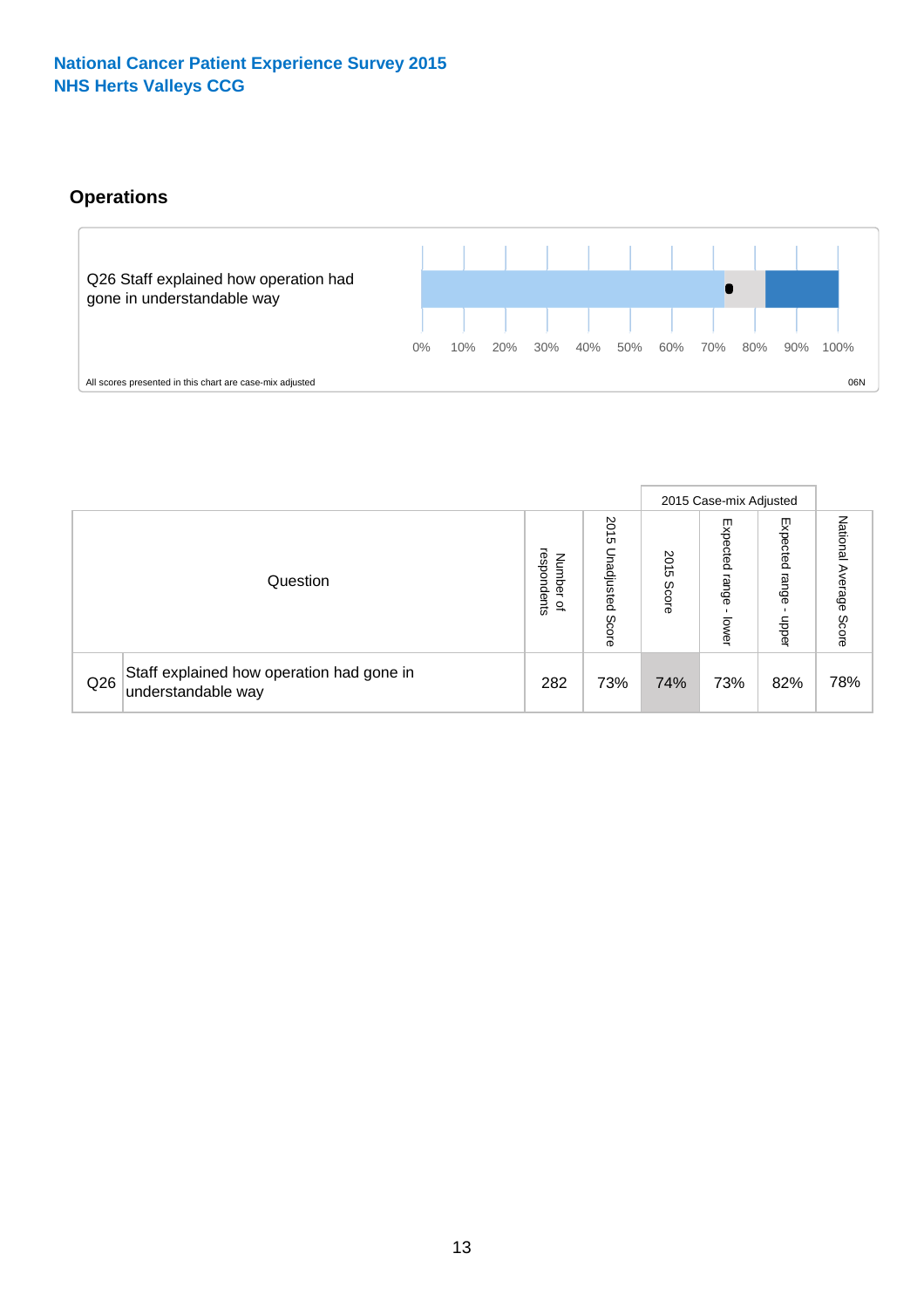National Cancer Patient Experience Survey 2015
NHS Herts Valleys CCG

## Operations

Q26 Staff explained how operation had gone in understandable way

0% 10% 20% 30% 40% 50% 60% 70% 80% 90% 100%

All scores presented in this chart are case-mix adjusted

06N

| Question | | Number of respondents | 2015 Unadjusted Score | 2015 Case-mix Adjusted | | | National Average Score |
|---|---|---|---|---|---|---|---|
| | | | | 2015 Score | Expected range - lower | Expected range - upper | |
| Q26 | Staff explained how operation had gone in understandable way | 282 | 73% | 74% | 73% | 82% | 78% |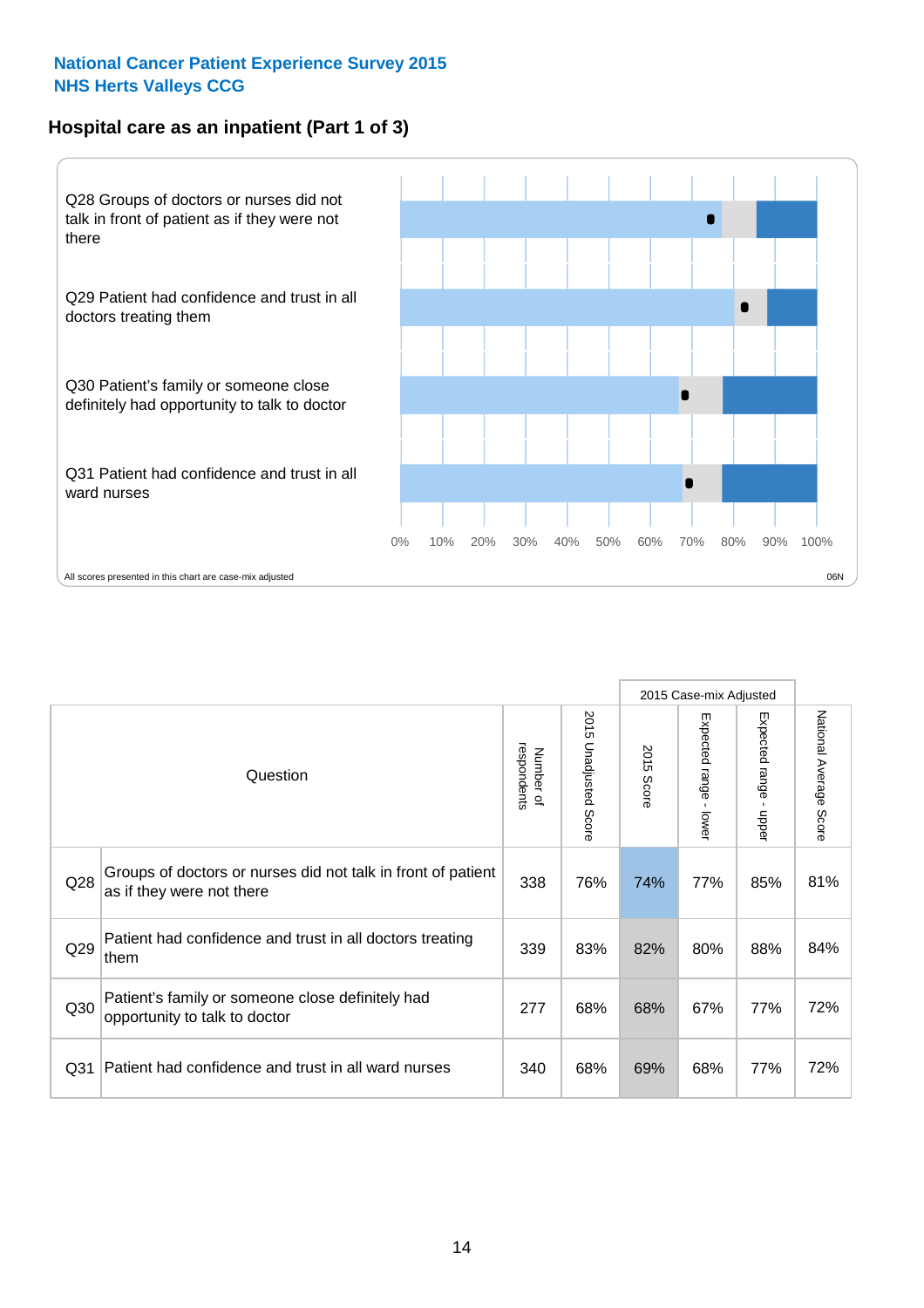**National Cancer Patient Experience Survey 2015**
**NHS Herts Valleys CCG**

## Hospital care as an inpatient (Part 1 of 3)

Q28 Groups of doctors or nurses did not talk in front of patient as if they were not there

Q29 Patient had confidence and trust in all doctors treating them

Q30 Patient's family or someone close definitely had opportunity to talk to doctor

Q31 Patient had confidence and trust in all ward nurses

0% 10% 20% 30% 40% 50% 60% 70% 80% 90% 100%

All scores presented in this chart are case-mix adjusted

06N

| | Question | Number of respondents | 2015 Unadjusted Score | 2015 Case-mix Adjusted: 2015 Score | 2015 Case-mix Adjusted: Expected range - lower | 2015 Case-mix Adjusted: Expected range - upper | National Average Score |
|---|---|---|---|---|---|---|---|
| Q28 | Groups of doctors or nurses did not talk in front of patient as if they were not there | 338 | 76% | 74% | 77% | 85% | 81% |
| Q29 | Patient had confidence and trust in all doctors treating them | 339 | 83% | 82% | 80% | 88% | 84% |
| Q30 | Patient's family or someone close definitely had opportunity to talk to doctor | 277 | 68% | 68% | 67% | 77% | 72% |
| Q31 | Patient had confidence and trust in all ward nurses | 340 | 68% | 69% | 68% | 77% | 72% |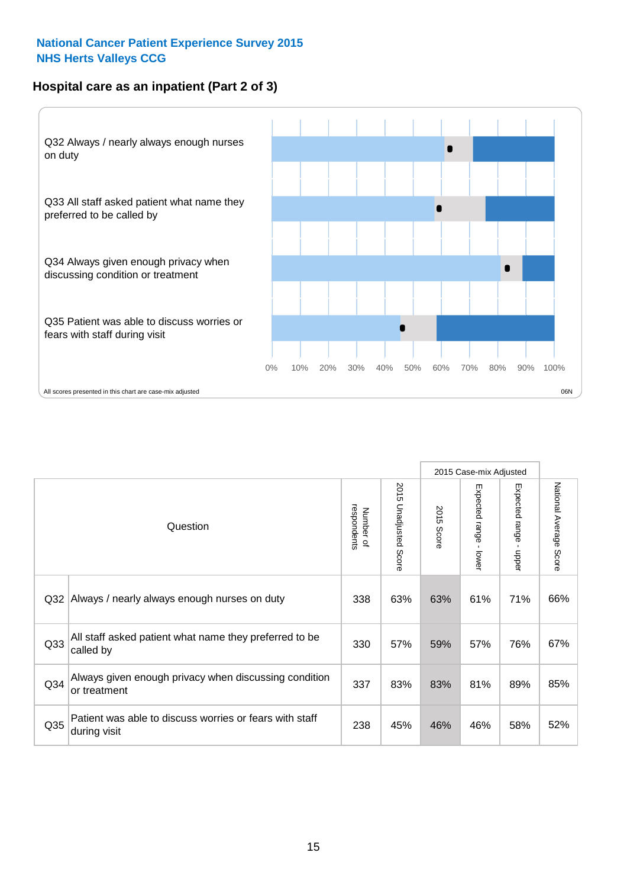**National Cancer Patient Experience Survey 2015**
**NHS Herts Valleys CCG**

## Hospital care as an inpatient (Part 2 of 3)

Q32 Always / nearly always enough nurses on duty

Q33 All staff asked patient what name they preferred to be called by

Q34 Always given enough privacy when discussing condition or treatment

Q35 Patient was able to discuss worries or fears with staff during visit

0% 10% 20% 30% 40% 50% 60% 70% 80% 90% 100%

All scores presented in this chart are case-mix adjusted

06N

| Question | | Number of respondents | 2015 Unadjusted Score | 2015 Case-mix Adjusted | | | National Average Score |
|---|---|---|---|---|---|---|---|
| | | | | 2015 Score | Expected range - lower | Expected range - upper | |
| Q32 | Always / nearly always enough nurses on duty | 338 | 63% | 63% | 61% | 71% | 66% |
| Q33 | All staff asked patient what name they preferred to be called by | 330 | 57% | 59% | 57% | 76% | 67% |
| Q34 | Always given enough privacy when discussing condition or treatment | 337 | 83% | 83% | 81% | 89% | 85% |
| Q35 | Patient was able to discuss worries or fears with staff during visit | 238 | 45% | 46% | 46% | 58% | 52% |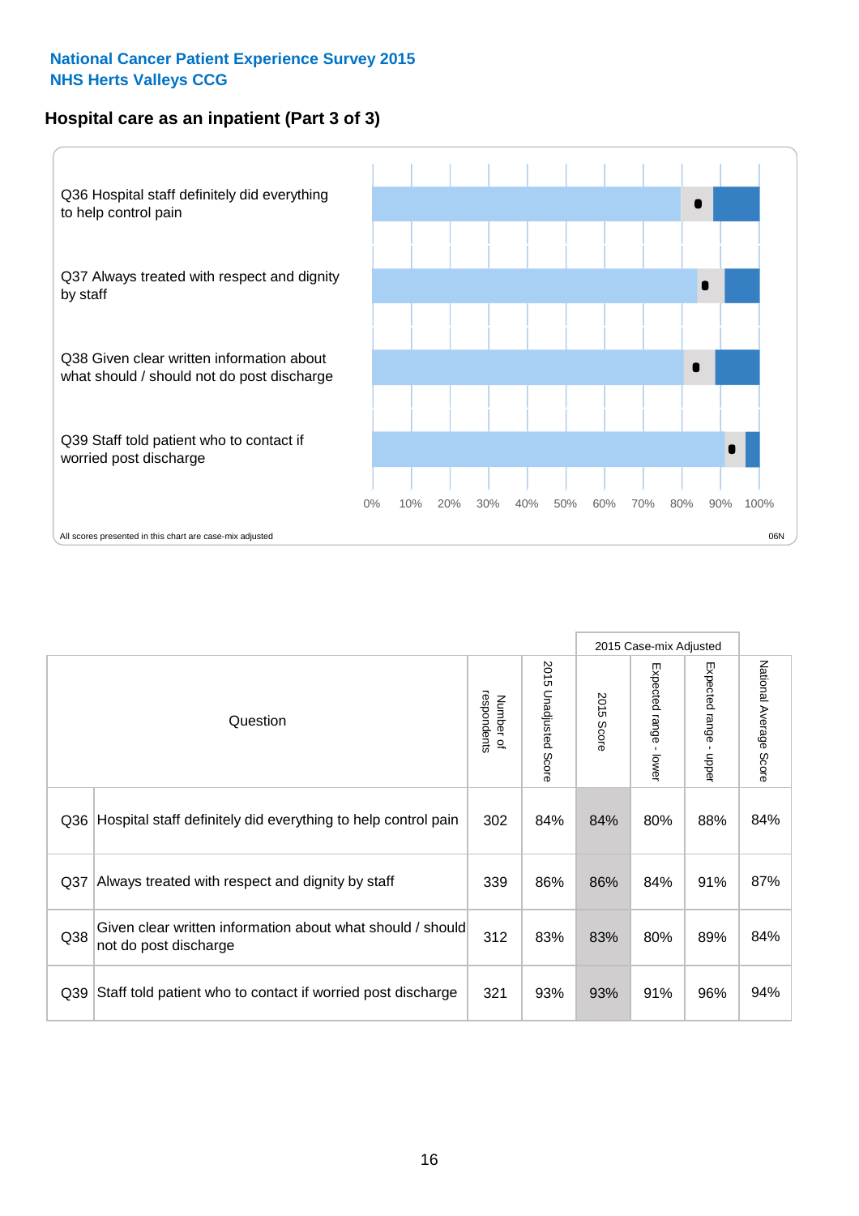National Cancer Patient Experience Survey 2015
NHS Herts Valleys CCG

## Hospital care as an inpatient (Part 3 of 3)

Q36 Hospital staff definitely did everything to help control pain

Q37 Always treated with respect and dignity by staff

Q38 Given clear written information about what should / should not do post discharge

Q39 Staff told patient who to contact if worried post discharge

0% 10% 20% 30% 40% 50% 60% 70% 80% 90% 100%

All scores presented in this chart are case-mix adjusted

06N

| Question | | Number of respondents | 2015 Unadjusted Score | 2015 Case-mix Adjusted: 2015 Score | 2015 Case-mix Adjusted: Expected range - lower | 2015 Case-mix Adjusted: Expected range - upper | National Average Score |
|---|---|---|---|---|---|---|---|
| Q36 | Hospital staff definitely did everything to help control pain | 302 | 84% | 84% | 80% | 88% | 84% |
| Q37 | Always treated with respect and dignity by staff | 339 | 86% | 86% | 84% | 91% | 87% |
| Q38 | Given clear written information about what should / should not do post discharge | 312 | 83% | 83% | 80% | 89% | 84% |
| Q39 | Staff told patient who to contact if worried post discharge | 321 | 93% | 93% | 91% | 96% | 94% |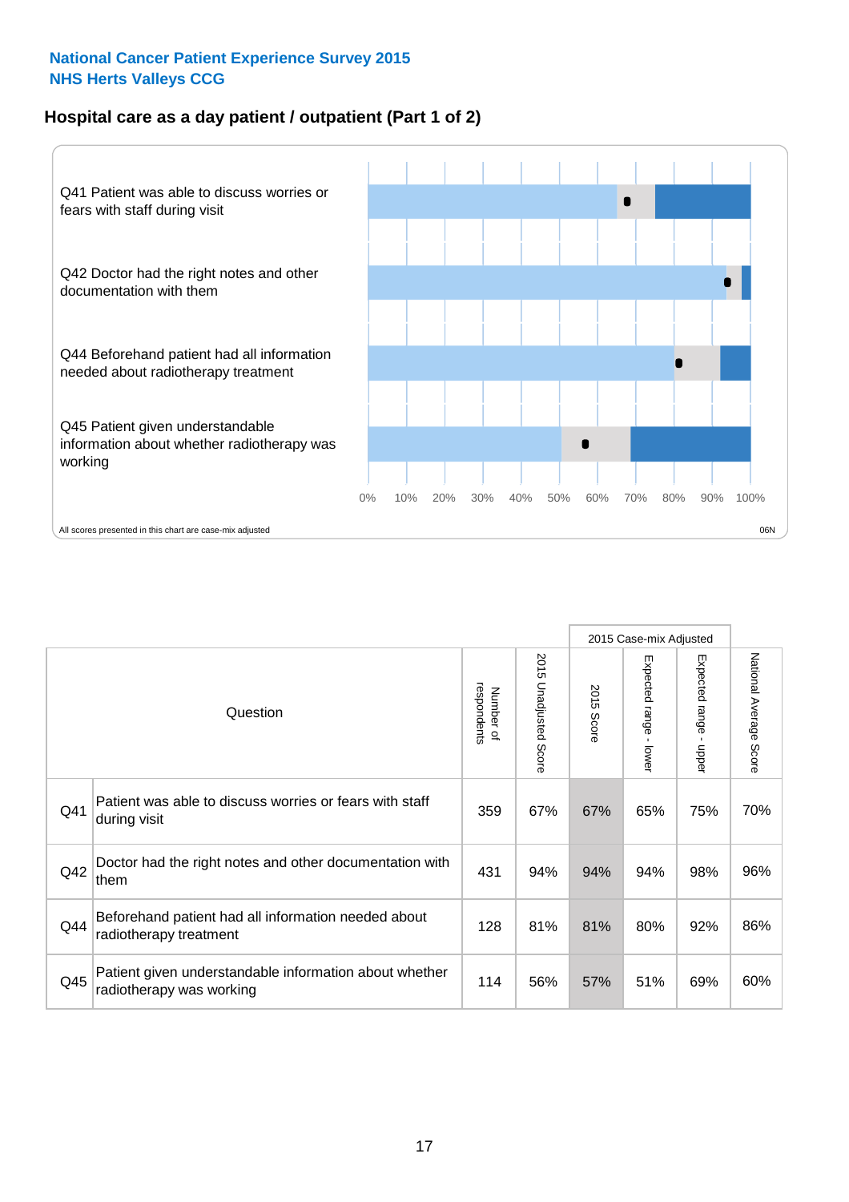National Cancer Patient Experience Survey 2015
NHS Herts Valleys CCG

## Hospital care as a day patient / outpatient (Part 1 of 2)

Q41 Patient was able to discuss worries or fears with staff during visit

Q42 Doctor had the right notes and other documentation with them

Q44 Beforehand patient had all information needed about radiotherapy treatment

Q45 Patient given understandable information about whether radiotherapy was working

0% 10% 20% 30% 40% 50% 60% 70% 80% 90% 100%

All scores presented in this chart are case-mix adjusted

06N

| Question | | Number of respondents | 2015 Unadjusted Score | 2015 Case-mix Adjusted | | | National Average Score |
|---|---|---|---|---|---|---|---|
| | | | | 2015 Score | Expected range - lower | Expected range - upper | |
| Q41 | Patient was able to discuss worries or fears with staff during visit | 359 | 67% | 67% | 65% | 75% | 70% |
| Q42 | Doctor had the right notes and other documentation with them | 431 | 94% | 94% | 94% | 98% | 96% |
| Q44 | Beforehand patient had all information needed about radiotherapy treatment | 128 | 81% | 81% | 80% | 92% | 86% |
| Q45 | Patient given understandable information about whether radiotherapy was working | 114 | 56% | 57% | 51% | 69% | 60% |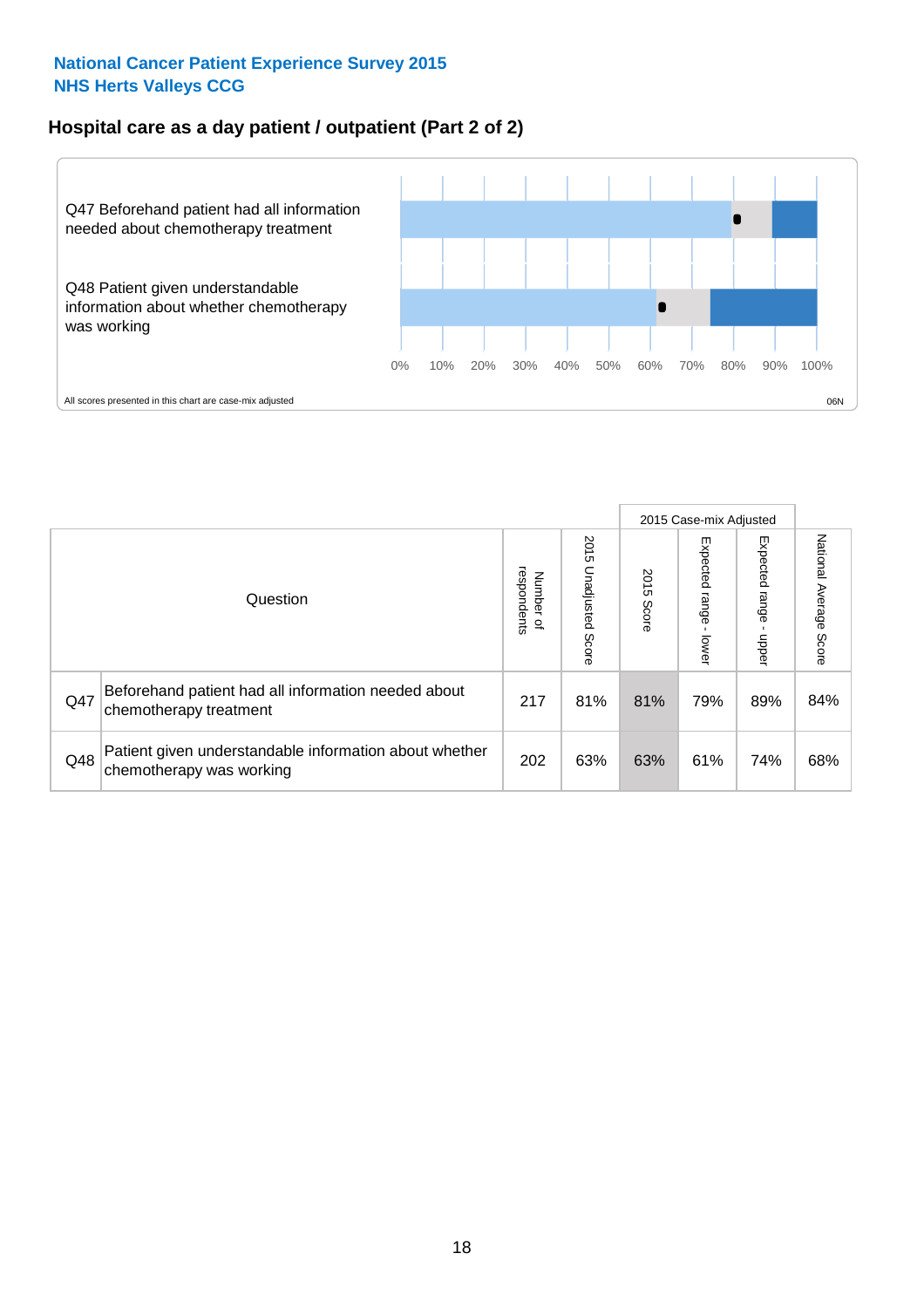National Cancer Patient Experience Survey 2015
NHS Herts Valleys CCG

## Hospital care as a day patient / outpatient (Part 2 of 2)

Q47 Beforehand patient had all information needed about chemotherapy treatment

Q48 Patient given understandable information about whether chemotherapy was working

0% 10% 20% 30% 40% 50% 60% 70% 80% 90% 100%

All scores presented in this chart are case-mix adjusted

06N

| Question | | Number of respondents | 2015 Unadjusted Score | 2015 Case-mix Adjusted 2015 Score | 2015 Case-mix Adjusted Expected range - lower | 2015 Case-mix Adjusted Expected range - upper | National Average Score |
|---|---|---|---|---|---|---|---|
| Q47 | Beforehand patient had all information needed about chemotherapy treatment | 217 | 81% | 81% | 79% | 89% | 84% |
| Q48 | Patient given understandable information about whether chemotherapy was working | 202 | 63% | 63% | 61% | 74% | 68% |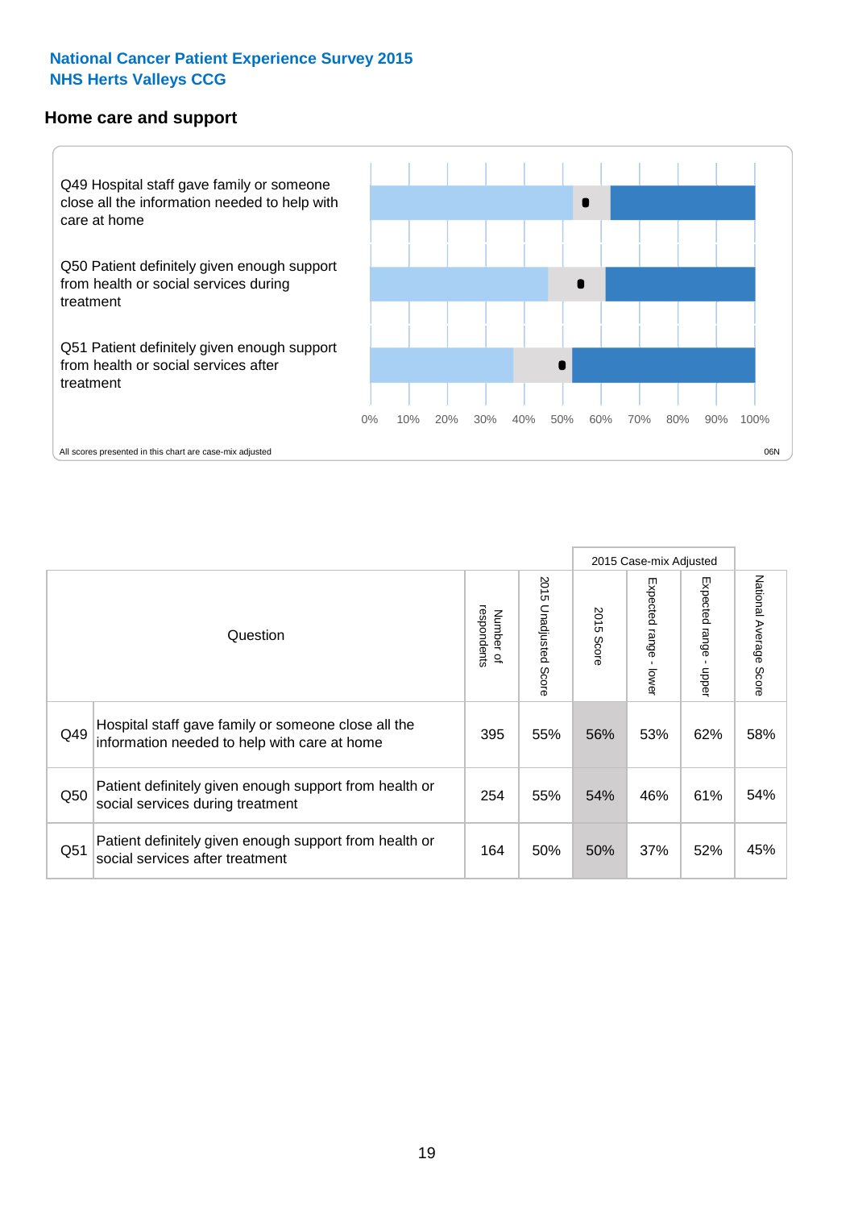National Cancer Patient Experience Survey 2015
NHS Herts Valleys CCG

## Home care and support

Q49 Hospital staff gave family or someone close all the information needed to help with care at home

Q50 Patient definitely given enough support from health or social services during treatment

Q51 Patient definitely given enough support from health or social services after treatment

0% 10% 20% 30% 40% 50% 60% 70% 80% 90% 100%

All scores presented in this chart are case-mix adjusted

06N

| | Question | Number of respondents | 2015 Unadjusted Score | 2015 Case-mix Adjusted | | | National Average Score |
|---|---|---|---|---|---|---|---|
| | | | | 2015 Score | Expected range - lower | Expected range - upper | |
| Q49 | Hospital staff gave family or someone close all the information needed to help with care at home | 395 | 55% | 56% | 53% | 62% | 58% |
| Q50 | Patient definitely given enough support from health or social services during treatment | 254 | 55% | 54% | 46% | 61% | 54% |
| Q51 | Patient definitely given enough support from health or social services after treatment | 164 | 50% | 50% | 37% | 52% | 45% |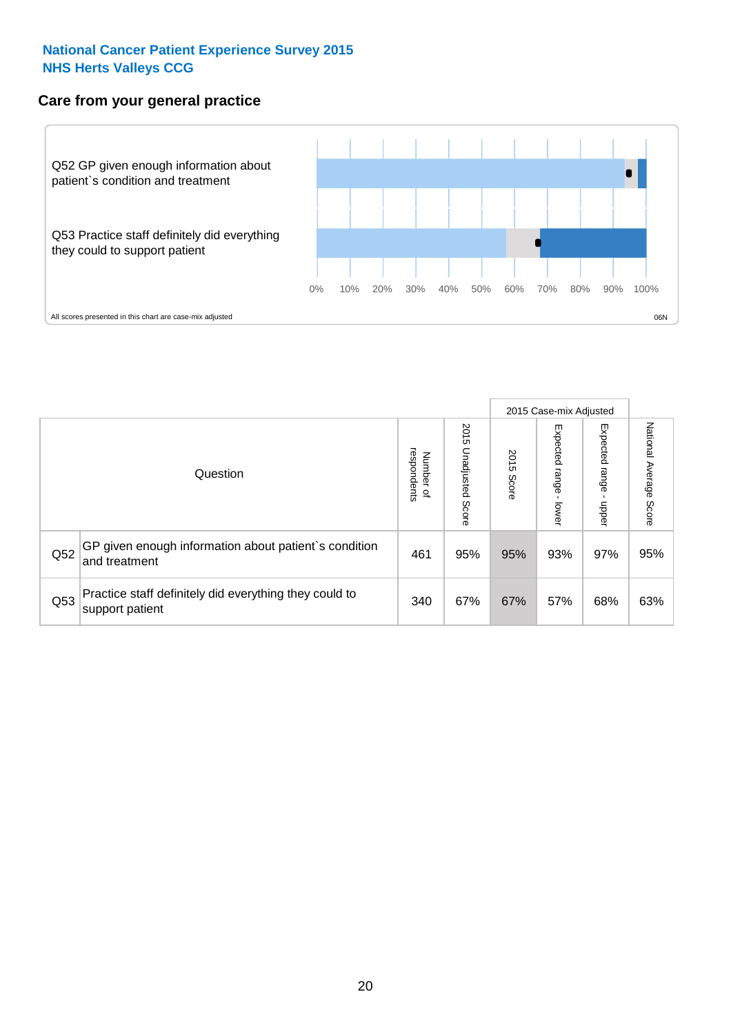**National Cancer Patient Experience Survey 2015**
**NHS Herts Valleys CCG**

## Care from your general practice

Q52 GP given enough information about patient`s condition and treatment

Q53 Practice staff definitely did everything they could to support patient

0% 10% 20% 30% 40% 50% 60% 70% 80% 90% 100%

All scores presented in this chart are case-mix adjusted

06N

| Question | | Number of respondents | 2015 Unadjusted Score | 2015 Case-mix Adjusted 2015 Score | 2015 Case-mix Adjusted Expected range - lower | 2015 Case-mix Adjusted Expected range - upper | National Average Score |
|---|---|---|---|---|---|---|---|
| Q52 | GP given enough information about patient`s condition and treatment | 461 | 95% | 95% | 93% | 97% | 95% |
| Q53 | Practice staff definitely did everything they could to support patient | 340 | 67% | 67% | 57% | 68% | 63% |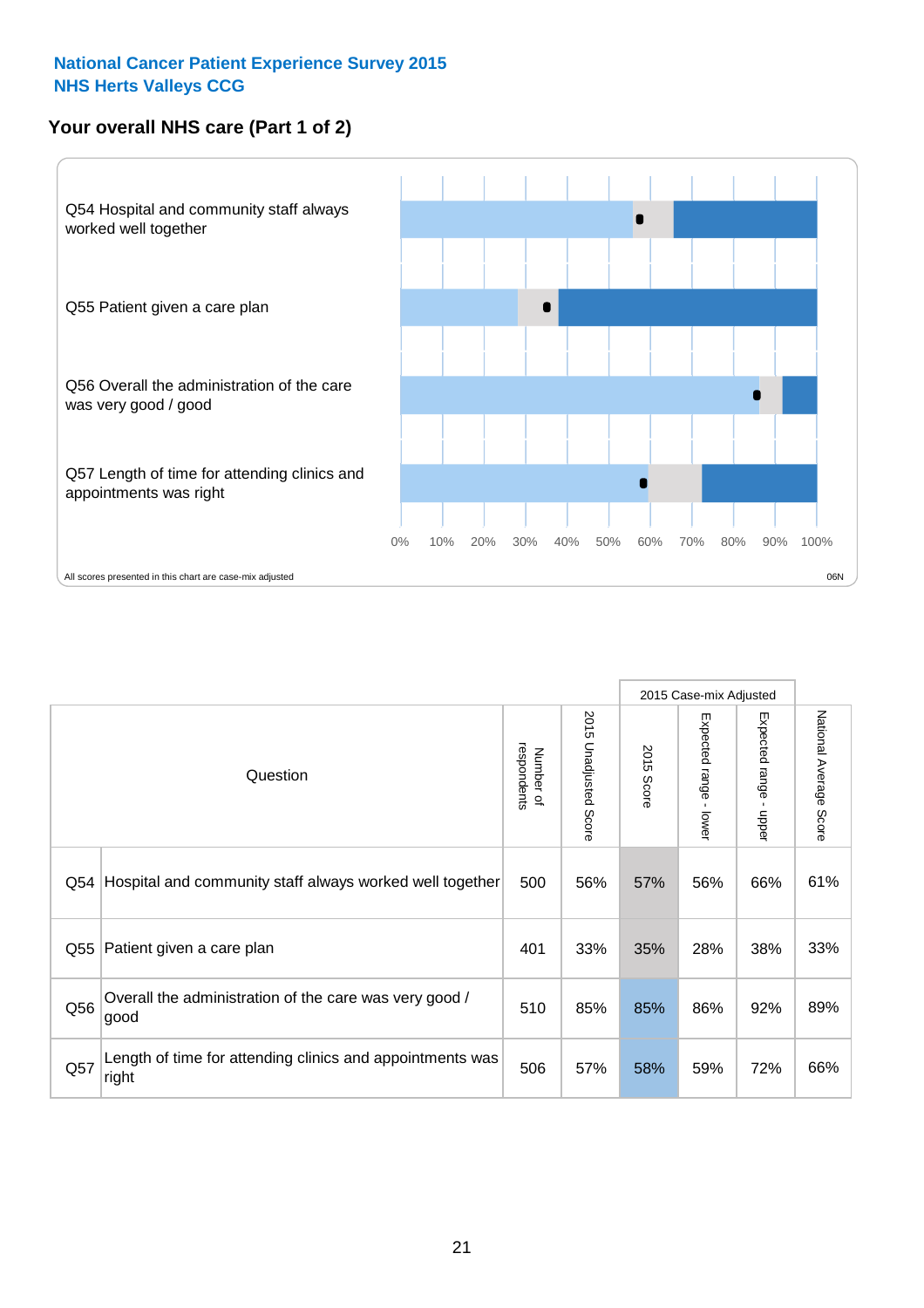National Cancer Patient Experience Survey 2015
NHS Herts Valleys CCG

## Your overall NHS care (Part 1 of 2)

Q54 Hospital and community staff always worked well together

Q55 Patient given a care plan

Q56 Overall the administration of the care was very good / good

Q57 Length of time for attending clinics and appointments was right

0% 10% 20% 30% 40% 50% 60% 70% 80% 90% 100%

All scores presented in this chart are case-mix adjusted

06N

| | Question | Number of respondents | 2015 Unadjusted Score | 2015 Case-mix Adjusted | | | National Average Score |
|---|---|---|---|---|---|---|---|
| | | | | 2015 Score | Expected range - lower | Expected range - upper | |
| Q54 | Hospital and community staff always worked well together | 500 | 56% | 57% | 56% | 66% | 61% |
| Q55 | Patient given a care plan | 401 | 33% | 35% | 28% | 38% | 33% |
| Q56 | Overall the administration of the care was very good / good | 510 | 85% | 85% | 86% | 92% | 89% |
| Q57 | Length of time for attending clinics and appointments was right | 506 | 57% | 58% | 59% | 72% | 66% |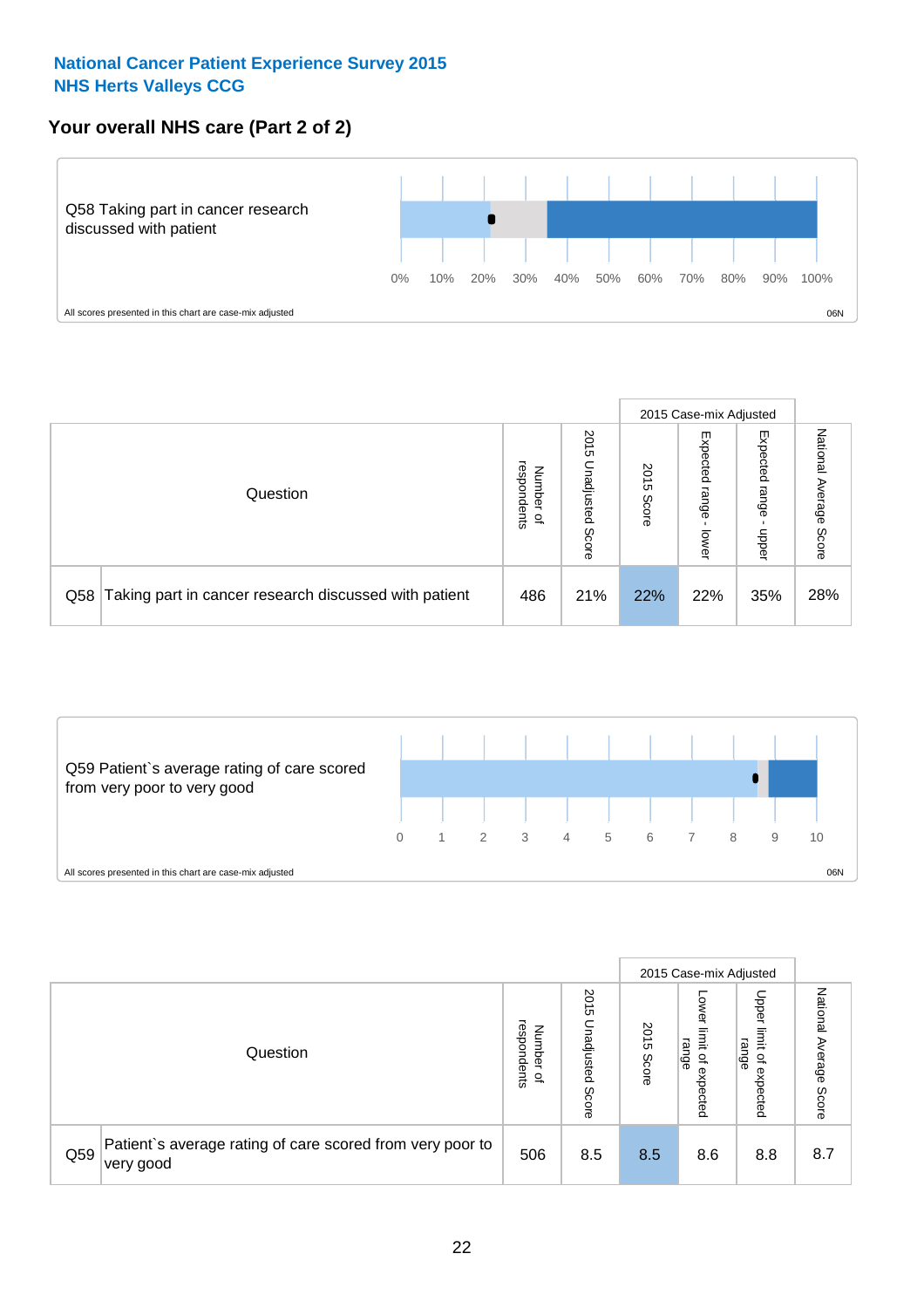**National Cancer Patient Experience Survey 2015**
**NHS Herts Valleys CCG**

## Your overall NHS care (Part 2 of 2)

Q58 Taking part in cancer research discussed with patient

0% 10% 20% 30% 40% 50% 60% 70% 80% 90% 100%

All scores presented in this chart are case-mix adjusted

06N

| | Question | Number of respondents | 2015 Unadjusted Score | 2015 Case-mix Adjusted: 2015 Score | 2015 Case-mix Adjusted: Expected range - lower | 2015 Case-mix Adjusted: Expected range - upper | National Average Score |
|---|---|---|---|---|---|---|---|
| Q58 | Taking part in cancer research discussed with patient | 486 | 21% | 22% | 22% | 35% | 28% |

Q59 Patient`s average rating of care scored from very poor to very good

0 1 2 3 4 5 6 7 8 9 10

All scores presented in this chart are case-mix adjusted

06N

| | Question | Number of respondents | 2015 Unadjusted Score | 2015 Case-mix Adjusted: 2015 Score | 2015 Case-mix Adjusted: Lower limit of expected range | 2015 Case-mix Adjusted: Upper limit of expected range | National Average Score |
|---|---|---|---|---|---|---|---|
| Q59 | Patient`s average rating of care scored from very poor to very good | 506 | 8.5 | 8.5 | 8.6 | 8.8 | 8.7 |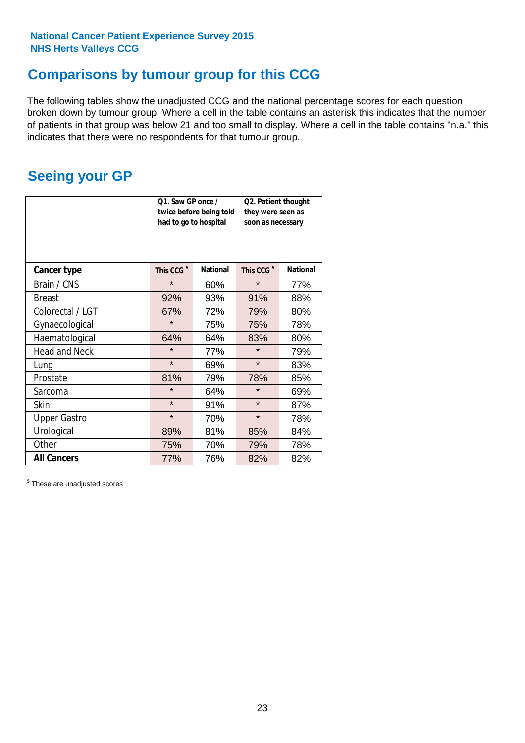**National Cancer Patient Experience Survey 2015**
**NHS Herts Valleys CCG**

# Comparisons by tumour group for this CCG

The following tables show the unadjusted CCG and the national percentage scores for each question broken down by tumour group. Where a cell in the table contains an asterisk this indicates that the number of patients in that group was below 21 and too small to display. Where a cell in the table contains "n.a." this indicates that there were no respondents for that tumour group.

## Seeing your GP

| | Q1. Saw GP once / twice before being told had to go to hospital | | Q2. Patient thought they were seen as soon as necessary | |
|---|---|---|---|---|
| **Cancer type** | **This CCG $** | **National** | **This CCG $** | **National** |
| Brain / CNS | * | 60% | * | 77% |
| Breast | 92% | 93% | 91% | 88% |
| Colorectal / LGT | 67% | 72% | 79% | 80% |
| Gynaecological | * | 75% | 75% | 78% |
| Haematological | 64% | 64% | 83% | 80% |
| Head and Neck | * | 77% | * | 79% |
| Lung | * | 69% | * | 83% |
| Prostate | 81% | 79% | 78% | 85% |
| Sarcoma | * | 64% | * | 69% |
| Skin | * | 91% | * | 87% |
| Upper Gastro | * | 70% | * | 78% |
| Urological | 89% | 81% | 85% | 84% |
| Other | 75% | 70% | 79% | 78% |
| **All Cancers** | 77% | 76% | 82% | 82% |

$ These are unadjusted scores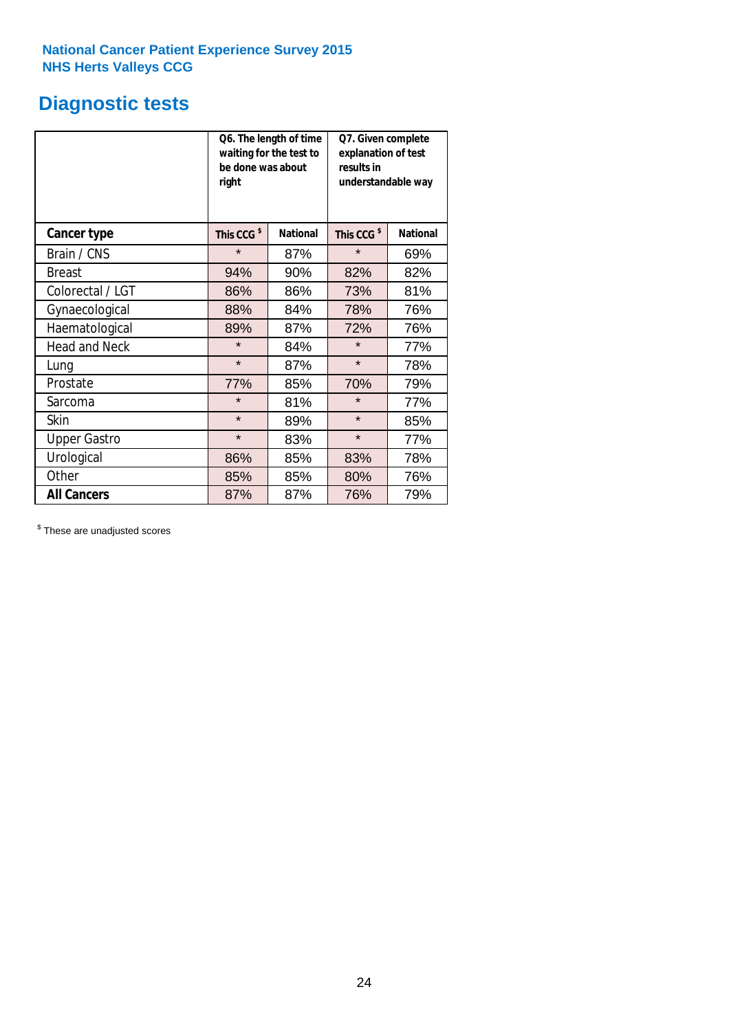National Cancer Patient Experience Survey 2015
NHS Herts Valleys CCG

# Diagnostic tests

| | Q6. The length of time waiting for the test to be done was about right | | Q7. Given complete explanation of test results in understandable way | |
|---|---|---|---|---|
| **Cancer type** | **This CCG $** | **National** | **This CCG $** | **National** |
| Brain / CNS | * | 87% | * | 69% |
| Breast | 94% | 90% | 82% | 82% |
| Colorectal / LGT | 86% | 86% | 73% | 81% |
| Gynaecological | 88% | 84% | 78% | 76% |
| Haematological | 89% | 87% | 72% | 76% |
| Head and Neck | * | 84% | * | 77% |
| Lung | * | 87% | * | 78% |
| Prostate | 77% | 85% | 70% | 79% |
| Sarcoma | * | 81% | * | 77% |
| Skin | * | 89% | * | 85% |
| Upper Gastro | * | 83% | * | 77% |
| Urological | 86% | 85% | 83% | 78% |
| Other | 85% | 85% | 80% | 76% |
| **All Cancers** | 87% | 87% | 76% | 79% |

$ These are unadjusted scores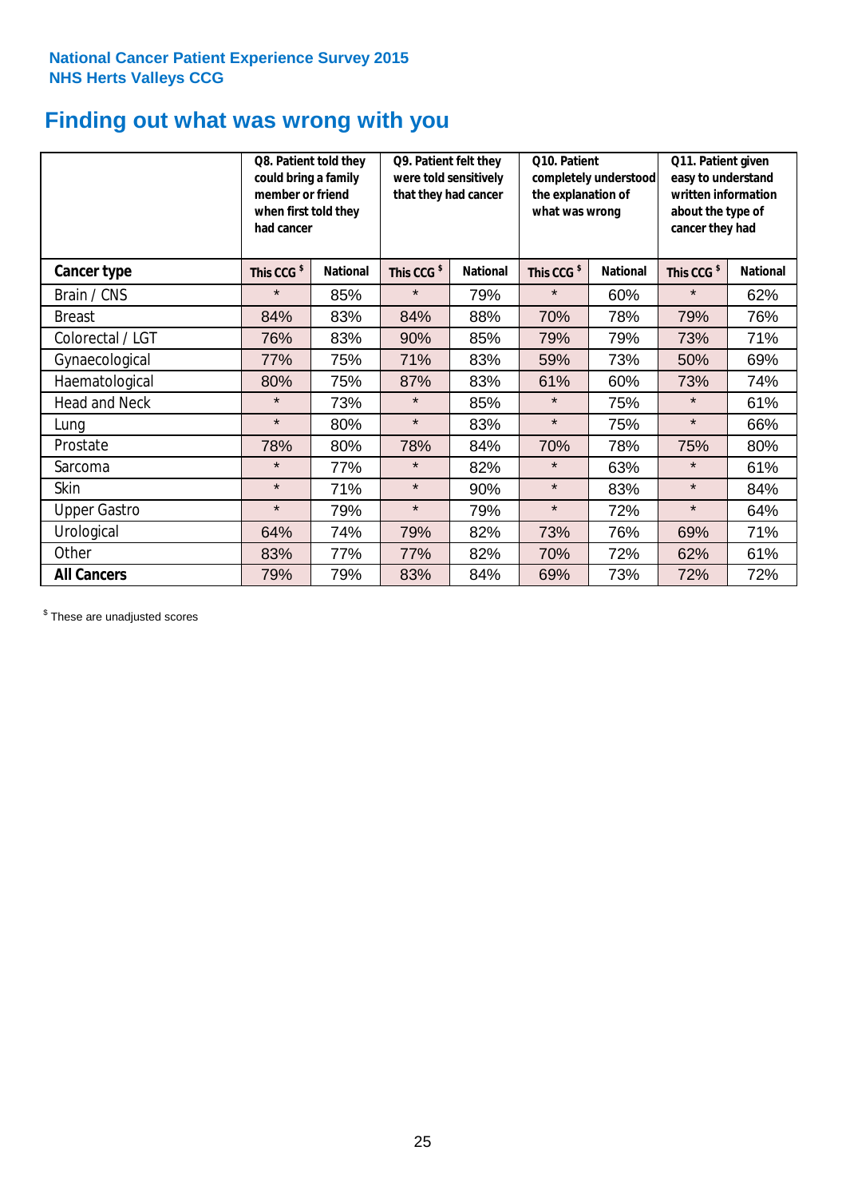**National Cancer Patient Experience Survey 2015**
**NHS Herts Valleys CCG**

# Finding out what was wrong with you

| | Q8. Patient told they could bring a family member or friend when first told they had cancer | | Q9. Patient felt they were told sensitively that they had cancer | | Q10. Patient completely understood the explanation of what was wrong | | Q11. Patient given easy to understand written information about the type of cancer they had | |
|---|---|---|---|---|---|---|---|---|
| **Cancer type** | **This CCG $** | **National** | **This CCG $** | **National** | **This CCG $** | **National** | **This CCG $** | **National** |
| Brain / CNS | * | 85% | * | 79% | * | 60% | * | 62% |
| Breast | 84% | 83% | 84% | 88% | 70% | 78% | 79% | 76% |
| Colorectal / LGT | 76% | 83% | 90% | 85% | 79% | 79% | 73% | 71% |
| Gynaecological | 77% | 75% | 71% | 83% | 59% | 73% | 50% | 69% |
| Haematological | 80% | 75% | 87% | 83% | 61% | 60% | 73% | 74% |
| Head and Neck | * | 73% | * | 85% | * | 75% | * | 61% |
| Lung | * | 80% | * | 83% | * | 75% | * | 66% |
| Prostate | 78% | 80% | 78% | 84% | 70% | 78% | 75% | 80% |
| Sarcoma | * | 77% | * | 82% | * | 63% | * | 61% |
| Skin | * | 71% | * | 90% | * | 83% | * | 84% |
| Upper Gastro | * | 79% | * | 79% | * | 72% | * | 64% |
| Urological | 64% | 74% | 79% | 82% | 73% | 76% | 69% | 71% |
| Other | 83% | 77% | 77% | 82% | 70% | 72% | 62% | 61% |
| **All Cancers** | 79% | 79% | 83% | 84% | 69% | 73% | 72% | 72% |

$ These are unadjusted scores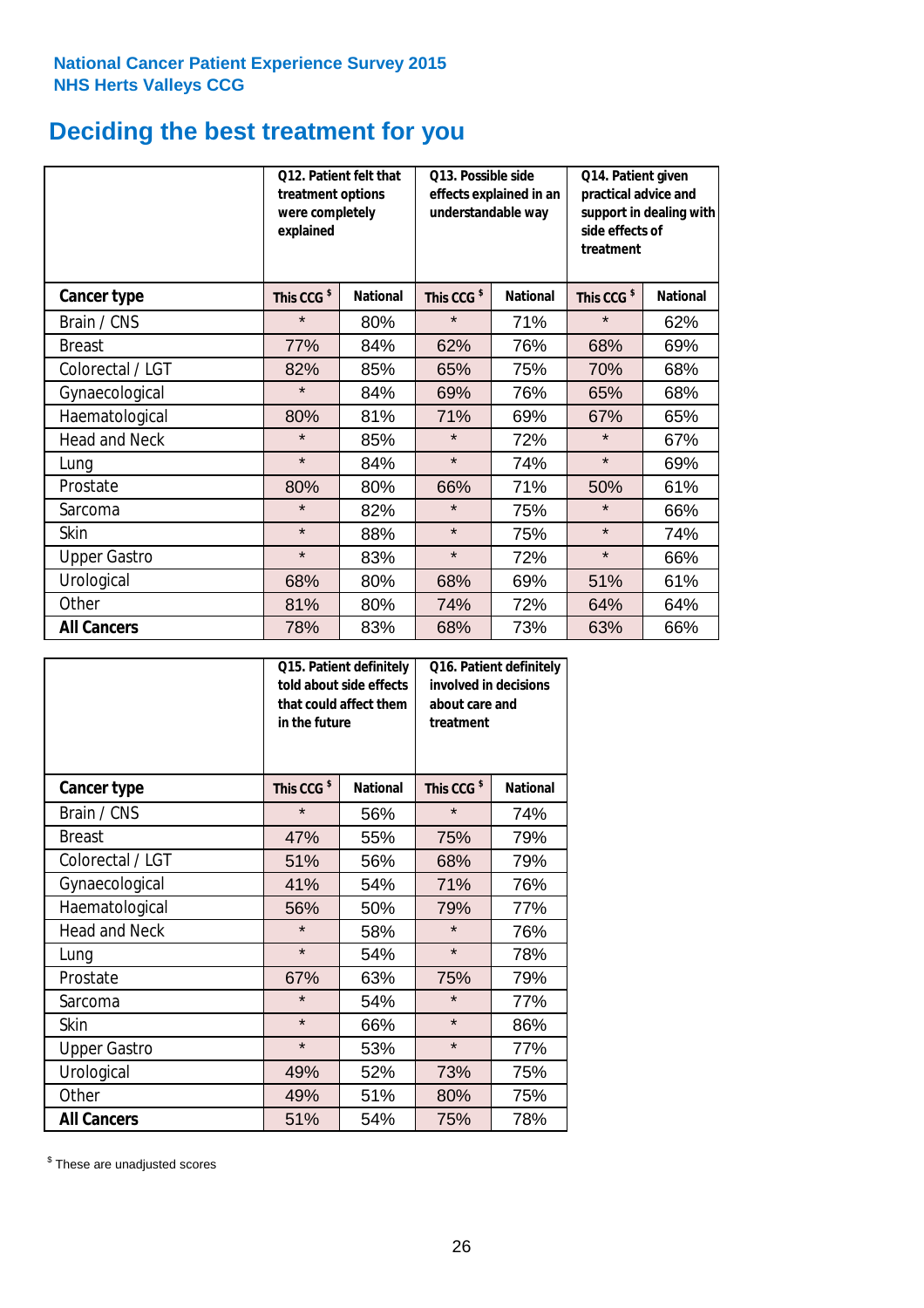**National Cancer Patient Experience Survey 2015**
**NHS Herts Valleys CCG**

# Deciding the best treatment for you

| | Q12. Patient felt that treatment options were completely explained | | Q13. Possible side effects explained in an understandable way | | Q14. Patient given practical advice and support in dealing with side effects of treatment | |
|---|---|---|---|---|---|---|
| **Cancer type** | **This CCG $** | **National** | **This CCG $** | **National** | **This CCG $** | **National** |
| Brain / CNS | * | 80% | * | 71% | * | 62% |
| Breast | 77% | 84% | 62% | 76% | 68% | 69% |
| Colorectal / LGT | 82% | 85% | 65% | 75% | 70% | 68% |
| Gynaecological | * | 84% | 69% | 76% | 65% | 68% |
| Haematological | 80% | 81% | 71% | 69% | 67% | 65% |
| Head and Neck | * | 85% | * | 72% | * | 67% |
| Lung | * | 84% | * | 74% | * | 69% |
| Prostate | 80% | 80% | 66% | 71% | 50% | 61% |
| Sarcoma | * | 82% | * | 75% | * | 66% |
| Skin | * | 88% | * | 75% | * | 74% |
| Upper Gastro | * | 83% | * | 72% | * | 66% |
| Urological | 68% | 80% | 68% | 69% | 51% | 61% |
| Other | 81% | 80% | 74% | 72% | 64% | 64% |
| **All Cancers** | 78% | 83% | 68% | 73% | 63% | 66% |

| | Q15. Patient definitely told about side effects that could affect them in the future | | Q16. Patient definitely involved in decisions about care and treatment | |
|---|---|---|---|---|
| **Cancer type** | **This CCG $** | **National** | **This CCG $** | **National** |
| Brain / CNS | * | 56% | * | 74% |
| Breast | 47% | 55% | 75% | 79% |
| Colorectal / LGT | 51% | 56% | 68% | 79% |
| Gynaecological | 41% | 54% | 71% | 76% |
| Haematological | 56% | 50% | 79% | 77% |
| Head and Neck | * | 58% | * | 76% |
| Lung | * | 54% | * | 78% |
| Prostate | 67% | 63% | 75% | 79% |
| Sarcoma | * | 54% | * | 77% |
| Skin | * | 66% | * | 86% |
| Upper Gastro | * | 53% | * | 77% |
| Urological | 49% | 52% | 73% | 75% |
| Other | 49% | 51% | 80% | 75% |
| **All Cancers** | 51% | 54% | 75% | 78% |

$ These are unadjusted scores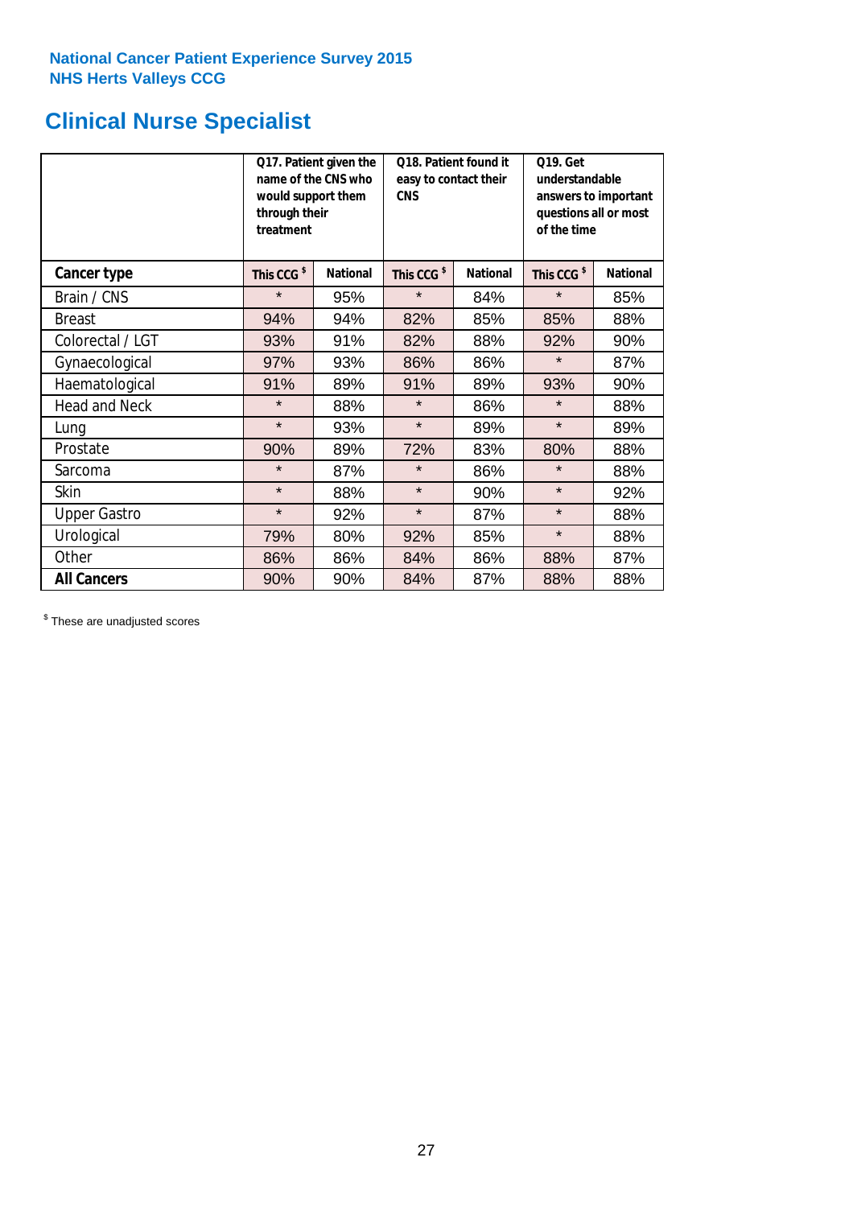National Cancer Patient Experience Survey 2015
NHS Herts Valleys CCG

# Clinical Nurse Specialist

| | Q17. Patient given the name of the CNS who would support them through their treatment | | Q18. Patient found it easy to contact their CNS | | Q19. Get understandable answers to important questions all or most of the time | |
|---|---|---|---|---|---|---|
| **Cancer type** | **This CCG $** | **National** | **This CCG $** | **National** | **This CCG $** | **National** |
| Brain / CNS | * | 95% | * | 84% | * | 85% |
| Breast | 94% | 94% | 82% | 85% | 85% | 88% |
| Colorectal / LGT | 93% | 91% | 82% | 88% | 92% | 90% |
| Gynaecological | 97% | 93% | 86% | 86% | * | 87% |
| Haematological | 91% | 89% | 91% | 89% | 93% | 90% |
| Head and Neck | * | 88% | * | 86% | * | 88% |
| Lung | * | 93% | * | 89% | * | 89% |
| Prostate | 90% | 89% | 72% | 83% | 80% | 88% |
| Sarcoma | * | 87% | * | 86% | * | 88% |
| Skin | * | 88% | * | 90% | * | 92% |
| Upper Gastro | * | 92% | * | 87% | * | 88% |
| Urological | 79% | 80% | 92% | 85% | * | 88% |
| Other | 86% | 86% | 84% | 86% | 88% | 87% |
| **All Cancers** | 90% | 90% | 84% | 87% | 88% | 88% |

$ These are unadjusted scores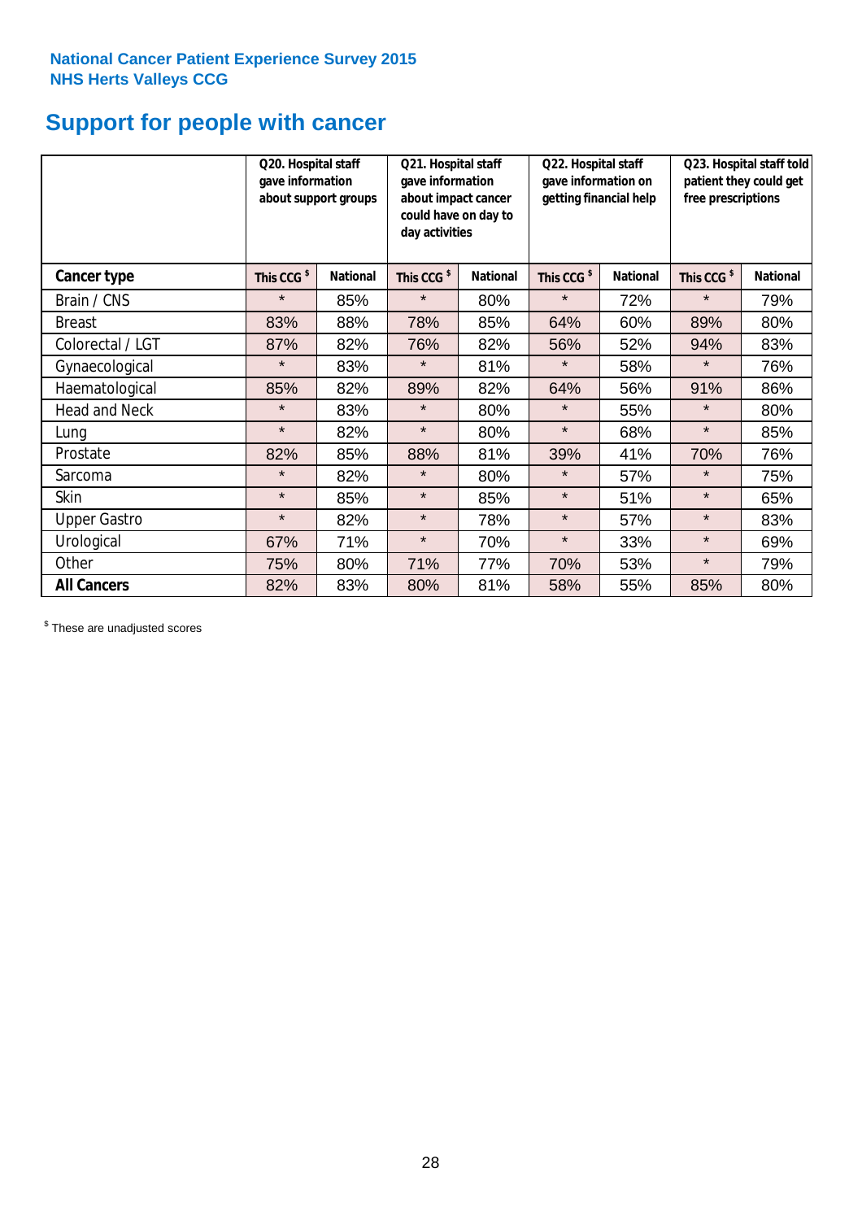National Cancer Patient Experience Survey 2015
NHS Herts Valleys CCG

# Support for people with cancer

| | Q20. Hospital staff gave information about support groups | | Q21. Hospital staff gave information about impact cancer could have on day to day activities | | Q22. Hospital staff gave information on getting financial help | | Q23. Hospital staff told patient they could get free prescriptions | |
|---|---|---|---|---|---|---|---|---|
| **Cancer type** | **This CCG $** | **National** | **This CCG $** | **National** | **This CCG $** | **National** | **This CCG $** | **National** |
| Brain / CNS | * | 85% | * | 80% | * | 72% | * | 79% |
| Breast | 83% | 88% | 78% | 85% | 64% | 60% | 89% | 80% |
| Colorectal / LGT | 87% | 82% | 76% | 82% | 56% | 52% | 94% | 83% |
| Gynaecological | * | 83% | * | 81% | * | 58% | * | 76% |
| Haematological | 85% | 82% | 89% | 82% | 64% | 56% | 91% | 86% |
| Head and Neck | * | 83% | * | 80% | * | 55% | * | 80% |
| Lung | * | 82% | * | 80% | * | 68% | * | 85% |
| Prostate | 82% | 85% | 88% | 81% | 39% | 41% | 70% | 76% |
| Sarcoma | * | 82% | * | 80% | * | 57% | * | 75% |
| Skin | * | 85% | * | 85% | * | 51% | * | 65% |
| Upper Gastro | * | 82% | * | 78% | * | 57% | * | 83% |
| Urological | 67% | 71% | * | 70% | * | 33% | * | 69% |
| Other | 75% | 80% | 71% | 77% | 70% | 53% | * | 79% |
| **All Cancers** | 82% | 83% | 80% | 81% | 58% | 55% | 85% | 80% |

$ These are unadjusted scores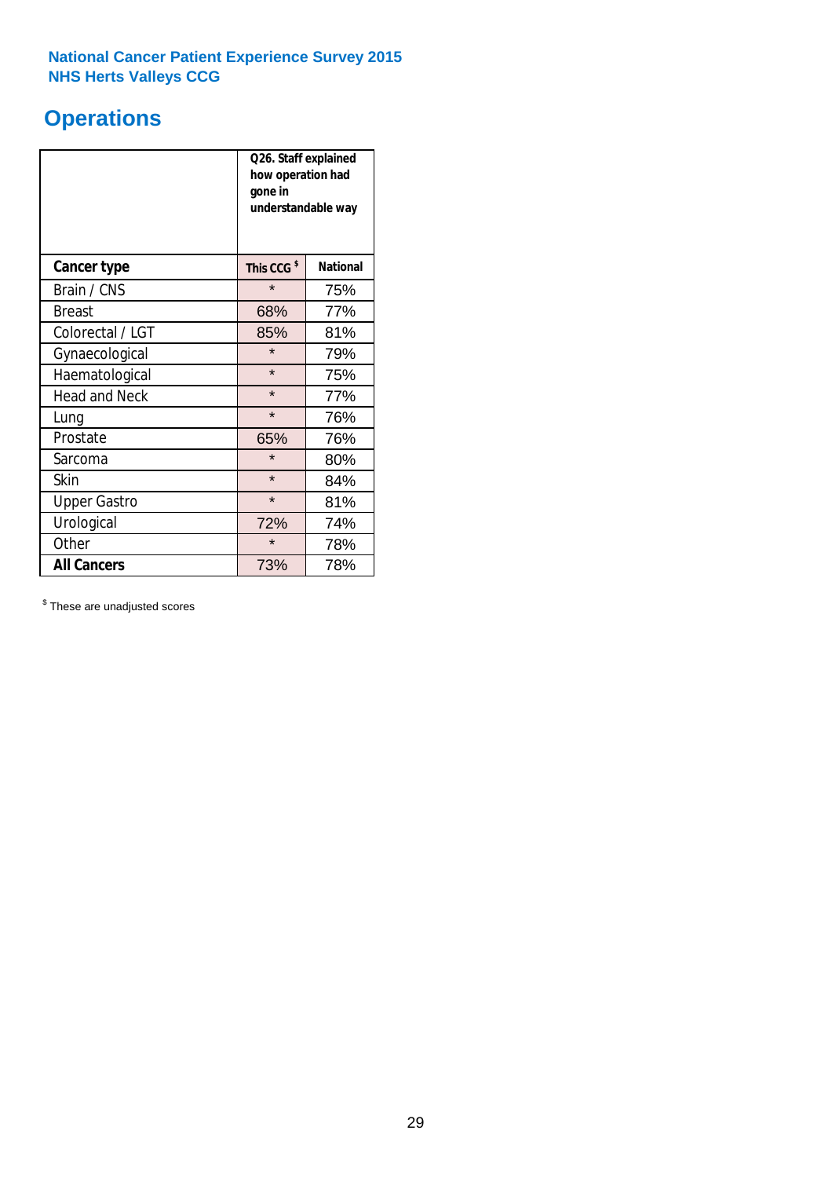**National Cancer Patient Experience Survey 2015**
**NHS Herts Valleys CCG**

# Operations

| | Q26. Staff explained how operation had gone in understandable way | |
|---|---|---|
| **Cancer type** | **This CCG [$]** | **National** |
| Brain / CNS | * | 75% |
| Breast | 68% | 77% |
| Colorectal / LGT | 85% | 81% |
| Gynaecological | * | 79% |
| Haematological | * | 75% |
| Head and Neck | * | 77% |
| Lung | * | 76% |
| Prostate | 65% | 76% |
| Sarcoma | * | 80% |
| Skin | * | 84% |
| Upper Gastro | * | 81% |
| Urological | 72% | 74% |
| Other | * | 78% |
| **All Cancers** | 73% | 78% |

[$] These are unadjusted scores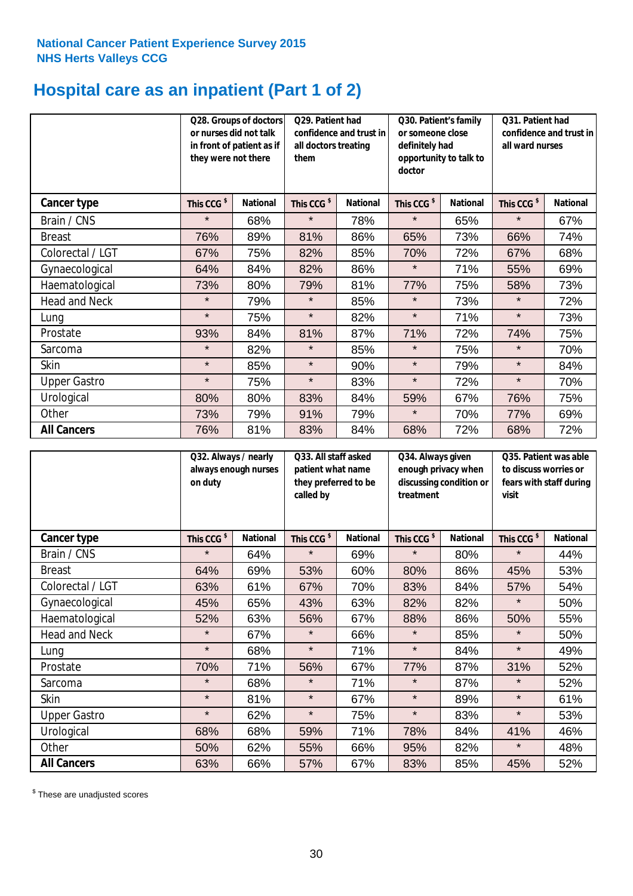National Cancer Patient Experience Survey 2015
NHS Herts Valleys CCG

# Hospital care as an inpatient (Part 1 of 2)

| | Q28. Groups of doctors or nurses did not talk in front of patient as if they were not there | | Q29. Patient had confidence and trust in all doctors treating them | | Q30. Patient's family or someone close definitely had opportunity to talk to doctor | | Q31. Patient had confidence and trust in all ward nurses | |
|---|---|---|---|---|---|---|---|---|
| **Cancer type** | This CCG $ | National | This CCG $ | National | This CCG $ | National | This CCG $ | National |
| Brain / CNS | * | 68% | * | 78% | * | 65% | * | 67% |
| Breast | 76% | 89% | 81% | 86% | 65% | 73% | 66% | 74% |
| Colorectal / LGT | 67% | 75% | 82% | 85% | 70% | 72% | 67% | 68% |
| Gynaecological | 64% | 84% | 82% | 86% | * | 71% | 55% | 69% |
| Haematological | 73% | 80% | 79% | 81% | 77% | 75% | 58% | 73% |
| Head and Neck | * | 79% | * | 85% | * | 73% | * | 72% |
| Lung | * | 75% | * | 82% | * | 71% | * | 73% |
| Prostate | 93% | 84% | 81% | 87% | 71% | 72% | 74% | 75% |
| Sarcoma | * | 82% | * | 85% | * | 75% | * | 70% |
| Skin | * | 85% | * | 90% | * | 79% | * | 84% |
| Upper Gastro | * | 75% | * | 83% | * | 72% | * | 70% |
| Urological | 80% | 80% | 83% | 84% | 59% | 67% | 76% | 75% |
| Other | 73% | 79% | 91% | 79% | * | 70% | 77% | 69% |
| **All Cancers** | 76% | 81% | 83% | 84% | 68% | 72% | 68% | 72% |

| | Q32. Always / nearly always enough nurses on duty | | Q33. All staff asked patient what name they preferred to be called by | | Q34. Always given enough privacy when discussing condition or treatment | | Q35. Patient was able to discuss worries or fears with staff during visit | |
|---|---|---|---|---|---|---|---|---|
| **Cancer type** | This CCG $ | National | This CCG $ | National | This CCG $ | National | This CCG $ | National |
| Brain / CNS | * | 64% | * | 69% | * | 80% | * | 44% |
| Breast | 64% | 69% | 53% | 60% | 80% | 86% | 45% | 53% |
| Colorectal / LGT | 63% | 61% | 67% | 70% | 83% | 84% | 57% | 54% |
| Gynaecological | 45% | 65% | 43% | 63% | 82% | 82% | * | 50% |
| Haematological | 52% | 63% | 56% | 67% | 88% | 86% | 50% | 55% |
| Head and Neck | * | 67% | * | 66% | * | 85% | * | 50% |
| Lung | * | 68% | * | 71% | * | 84% | * | 49% |
| Prostate | 70% | 71% | 56% | 67% | 77% | 87% | 31% | 52% |
| Sarcoma | * | 68% | * | 71% | * | 87% | * | 52% |
| Skin | * | 81% | * | 67% | * | 89% | * | 61% |
| Upper Gastro | * | 62% | * | 75% | * | 83% | * | 53% |
| Urological | 68% | 68% | 59% | 71% | 78% | 84% | 41% | 46% |
| Other | 50% | 62% | 55% | 66% | 95% | 82% | * | 48% |
| **All Cancers** | 63% | 66% | 57% | 67% | 83% | 85% | 45% | 52% |

$ These are unadjusted scores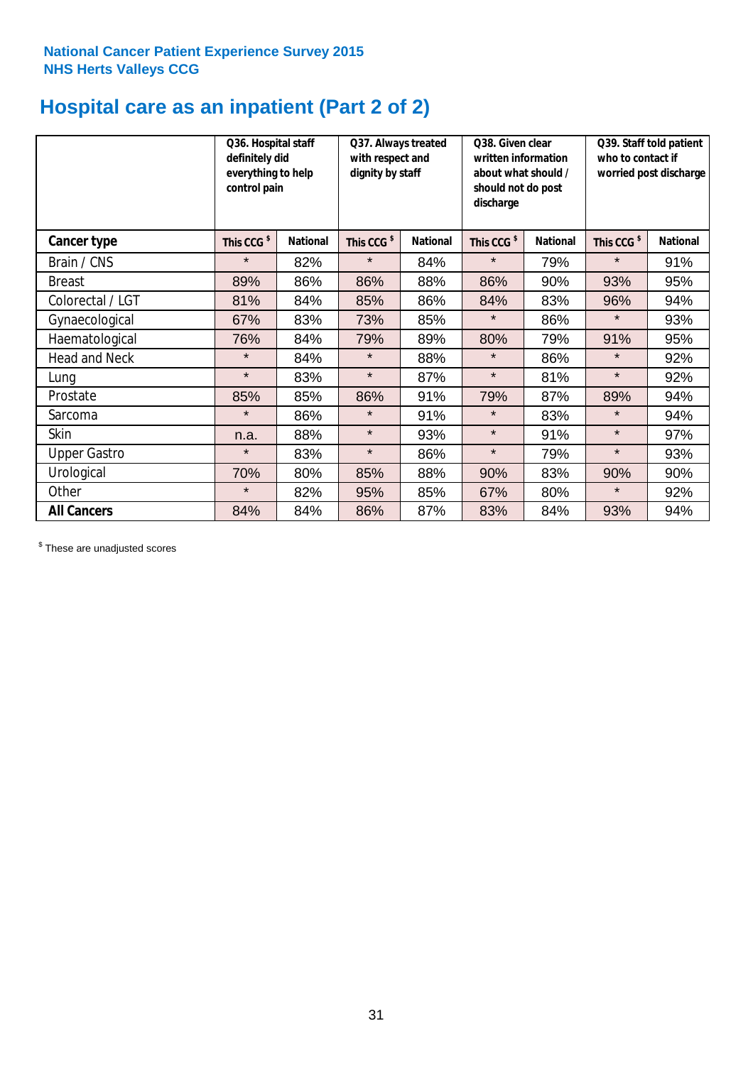**National Cancer Patient Experience Survey 2015**
**NHS Herts Valleys CCG**

# Hospital care as an inpatient (Part 2 of 2)

| | Q36. Hospital staff definitely did everything to help control pain | | Q37. Always treated with respect and dignity by staff | | Q38. Given clear written information about what should / should not do post discharge | | Q39. Staff told patient who to contact if worried post discharge | |
|---|---|---|---|---|---|---|---|---|
| **Cancer type** | **This CCG $** | **National** | **This CCG $** | **National** | **This CCG $** | **National** | **This CCG $** | **National** |
| Brain / CNS | * | 82% | * | 84% | * | 79% | * | 91% |
| Breast | 89% | 86% | 86% | 88% | 86% | 90% | 93% | 95% |
| Colorectal / LGT | 81% | 84% | 85% | 86% | 84% | 83% | 96% | 94% |
| Gynaecological | 67% | 83% | 73% | 85% | * | 86% | * | 93% |
| Haematological | 76% | 84% | 79% | 89% | 80% | 79% | 91% | 95% |
| Head and Neck | * | 84% | * | 88% | * | 86% | * | 92% |
| Lung | * | 83% | * | 87% | * | 81% | * | 92% |
| Prostate | 85% | 85% | 86% | 91% | 79% | 87% | 89% | 94% |
| Sarcoma | * | 86% | * | 91% | * | 83% | * | 94% |
| Skin | n.a. | 88% | * | 93% | * | 91% | * | 97% |
| Upper Gastro | * | 83% | * | 86% | * | 79% | * | 93% |
| Urological | 70% | 80% | 85% | 88% | 90% | 83% | 90% | 90% |
| Other | * | 82% | 95% | 85% | 67% | 80% | * | 92% |
| **All Cancers** | 84% | 84% | 86% | 87% | 83% | 84% | 93% | 94% |

$ These are unadjusted scores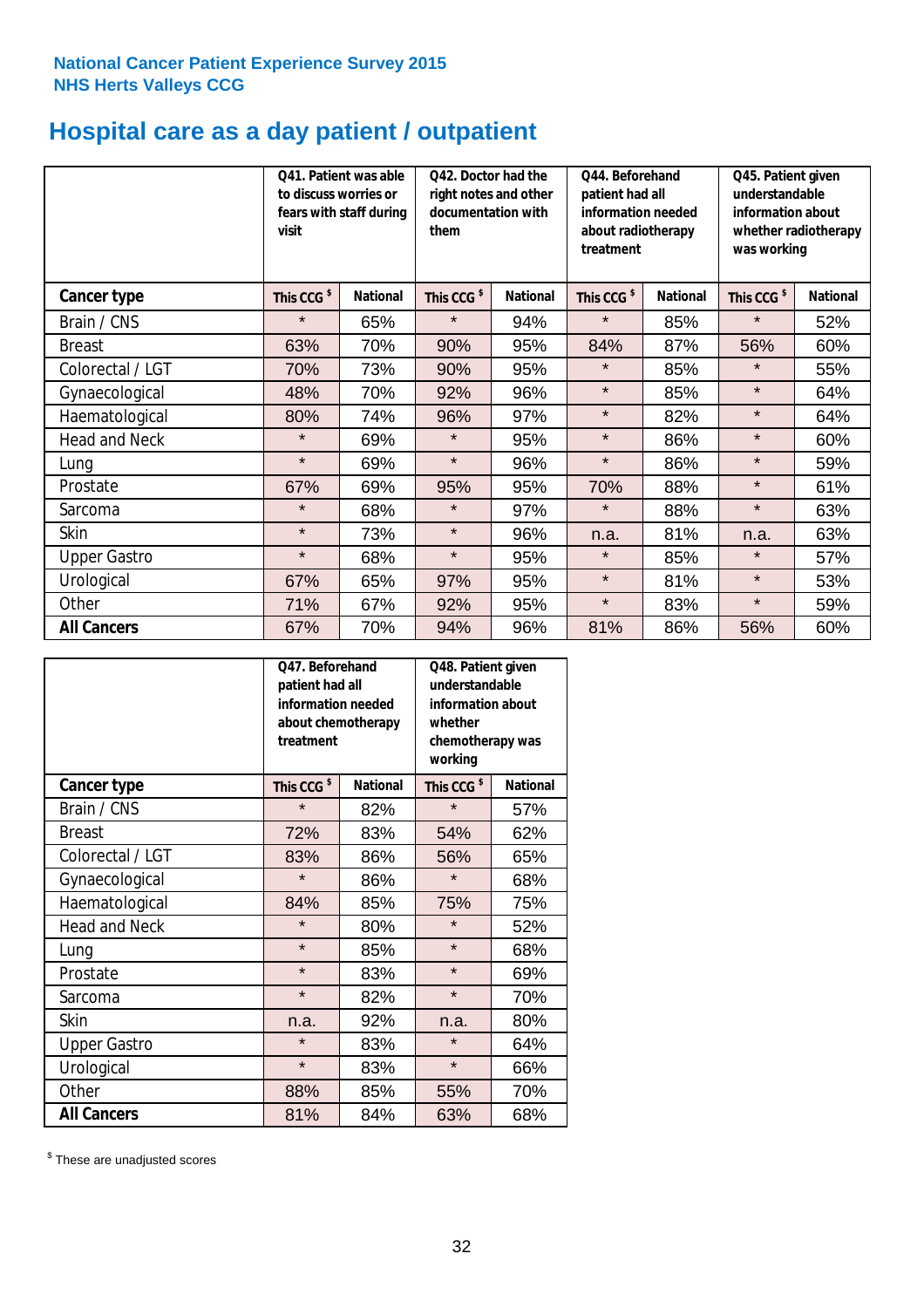**National Cancer Patient Experience Survey 2015**
**NHS Herts Valleys CCG**

# Hospital care as a day patient / outpatient

| | Q41. Patient was able to discuss worries or fears with staff during visit | | Q42. Doctor had the right notes and other documentation with them | | Q44. Beforehand patient had all information needed about radiotherapy treatment | | Q45. Patient given understandable information about whether radiotherapy was working | |
|---|---|---|---|---|---|---|---|---|
| **Cancer type** | **This CCG $** | **National** | **This CCG $** | **National** | **This CCG $** | **National** | **This CCG $** | **National** |
| Brain / CNS | * | 65% | * | 94% | * | 85% | * | 52% |
| Breast | 63% | 70% | 90% | 95% | 84% | 87% | 56% | 60% |
| Colorectal / LGT | 70% | 73% | 90% | 95% | * | 85% | * | 55% |
| Gynaecological | 48% | 70% | 92% | 96% | * | 85% | * | 64% |
| Haematological | 80% | 74% | 96% | 97% | * | 82% | * | 64% |
| Head and Neck | * | 69% | * | 95% | * | 86% | * | 60% |
| Lung | * | 69% | * | 96% | * | 86% | * | 59% |
| Prostate | 67% | 69% | 95% | 95% | 70% | 88% | * | 61% |
| Sarcoma | * | 68% | * | 97% | * | 88% | * | 63% |
| Skin | * | 73% | * | 96% | n.a. | 81% | n.a. | 63% |
| Upper Gastro | * | 68% | * | 95% | * | 85% | * | 57% |
| Urological | 67% | 65% | 97% | 95% | * | 81% | * | 53% |
| Other | 71% | 67% | 92% | 95% | * | 83% | * | 59% |
| **All Cancers** | 67% | 70% | 94% | 96% | 81% | 86% | 56% | 60% |

| | Q47. Beforehand patient had all information needed about chemotherapy treatment | | Q48. Patient given understandable information about whether chemotherapy was working | |
|---|---|---|---|---|
| **Cancer type** | **This CCG $** | **National** | **This CCG $** | **National** |
| Brain / CNS | * | 82% | * | 57% |
| Breast | 72% | 83% | 54% | 62% |
| Colorectal / LGT | 83% | 86% | 56% | 65% |
| Gynaecological | * | 86% | * | 68% |
| Haematological | 84% | 85% | 75% | 75% |
| Head and Neck | * | 80% | * | 52% |
| Lung | * | 85% | * | 68% |
| Prostate | * | 83% | * | 69% |
| Sarcoma | * | 82% | * | 70% |
| Skin | n.a. | 92% | n.a. | 80% |
| Upper Gastro | * | 83% | * | 64% |
| Urological | * | 83% | * | 66% |
| Other | 88% | 85% | 55% | 70% |
| **All Cancers** | 81% | 84% | 63% | 68% |

$ These are unadjusted scores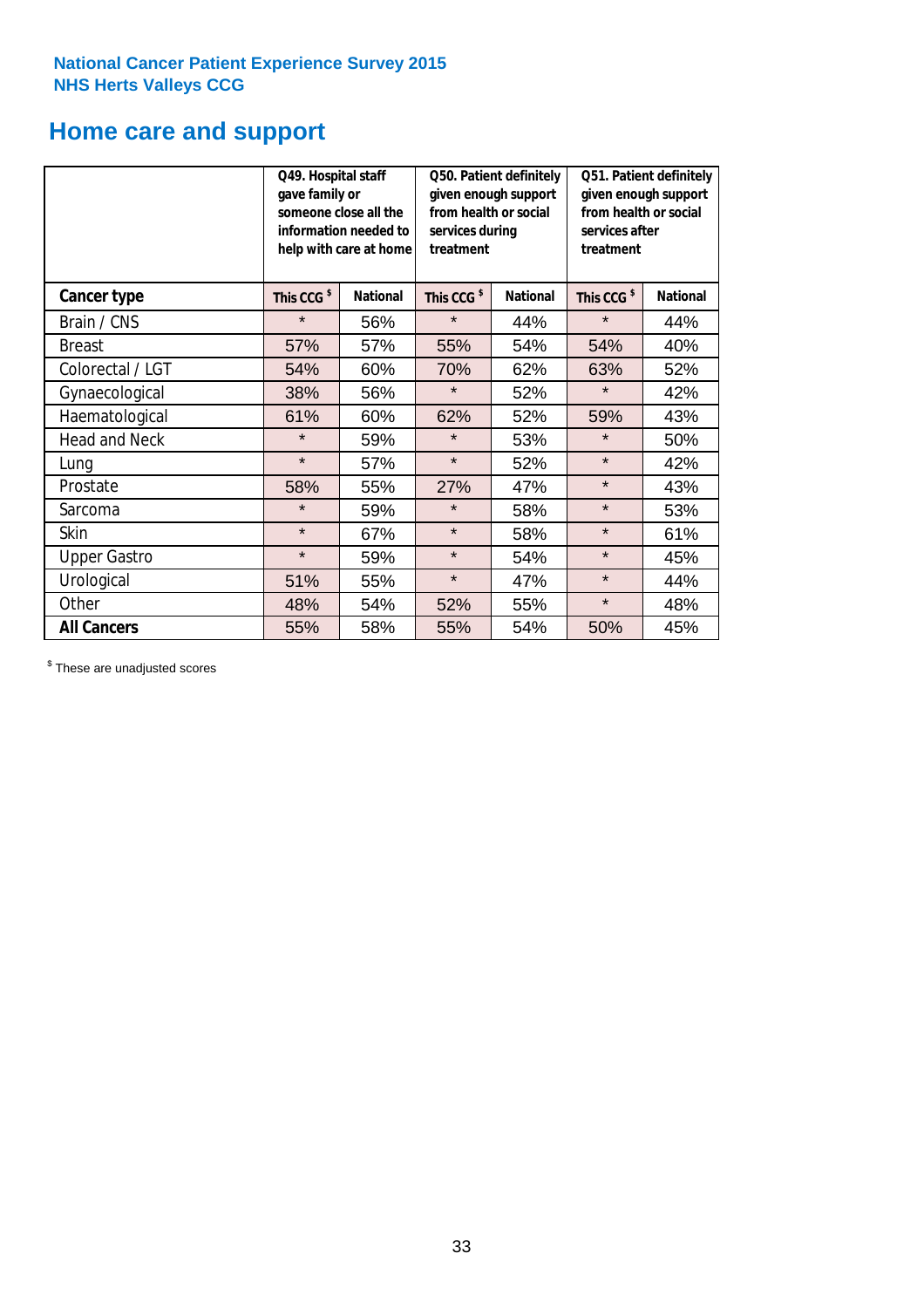**National Cancer Patient Experience Survey 2015**
**NHS Herts Valleys CCG**

## Home care and support

| | Q49. Hospital staff gave family or someone close all the information needed to help with care at home | | Q50. Patient definitely given enough support from health or social services during treatment | | Q51. Patient definitely given enough support from health or social services after treatment | |
|---|---|---|---|---|---|---|
| **Cancer type** | **This CCG $** | **National** | **This CCG $** | **National** | **This CCG $** | **National** |
| Brain / CNS | * | 56% | * | 44% | * | 44% |
| Breast | 57% | 57% | 55% | 54% | 54% | 40% |
| Colorectal / LGT | 54% | 60% | 70% | 62% | 63% | 52% |
| Gynaecological | 38% | 56% | * | 52% | * | 42% |
| Haematological | 61% | 60% | 62% | 52% | 59% | 43% |
| Head and Neck | * | 59% | * | 53% | * | 50% |
| Lung | * | 57% | * | 52% | * | 42% |
| Prostate | 58% | 55% | 27% | 47% | * | 43% |
| Sarcoma | * | 59% | * | 58% | * | 53% |
| Skin | * | 67% | * | 58% | * | 61% |
| Upper Gastro | * | 59% | * | 54% | * | 45% |
| Urological | 51% | 55% | * | 47% | * | 44% |
| Other | 48% | 54% | 52% | 55% | * | 48% |
| **All Cancers** | 55% | 58% | 55% | 54% | 50% | 45% |

$ These are unadjusted scores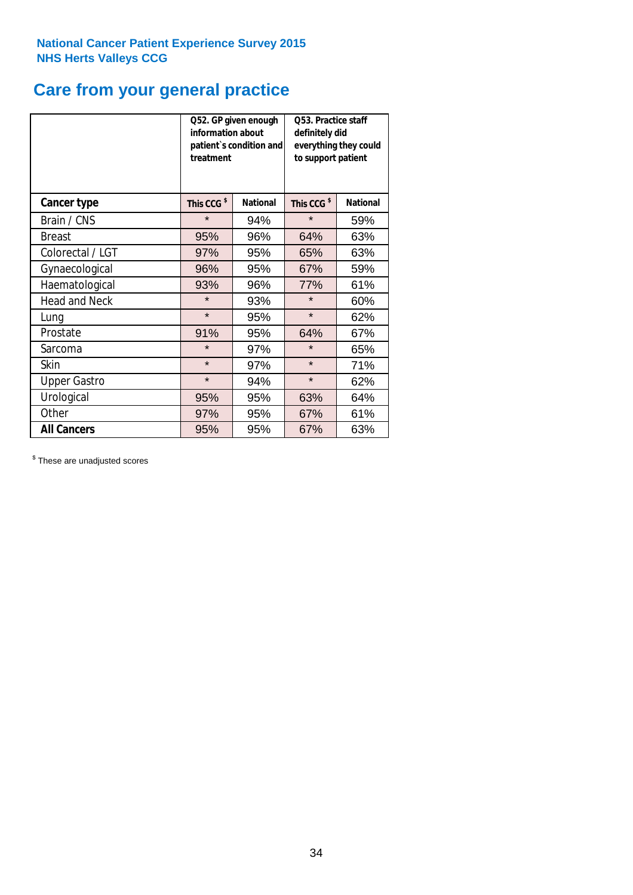**National Cancer Patient Experience Survey 2015**
**NHS Herts Valleys CCG**

# Care from your general practice

| | Q52. GP given enough information about patient`s condition and treatment | | Q53. Practice staff definitely did everything they could to support patient | |
|---|---|---|---|---|
| **Cancer type** | **This CCG $** | **National** | **This CCG $** | **National** |
| Brain / CNS | * | 94% | * | 59% |
| Breast | 95% | 96% | 64% | 63% |
| Colorectal / LGT | 97% | 95% | 65% | 63% |
| Gynaecological | 96% | 95% | 67% | 59% |
| Haematological | 93% | 96% | 77% | 61% |
| Head and Neck | * | 93% | * | 60% |
| Lung | * | 95% | * | 62% |
| Prostate | 91% | 95% | 64% | 67% |
| Sarcoma | * | 97% | * | 65% |
| Skin | * | 97% | * | 71% |
| Upper Gastro | * | 94% | * | 62% |
| Urological | 95% | 95% | 63% | 64% |
| Other | 97% | 95% | 67% | 61% |
| **All Cancers** | 95% | 95% | 67% | 63% |

$ These are unadjusted scores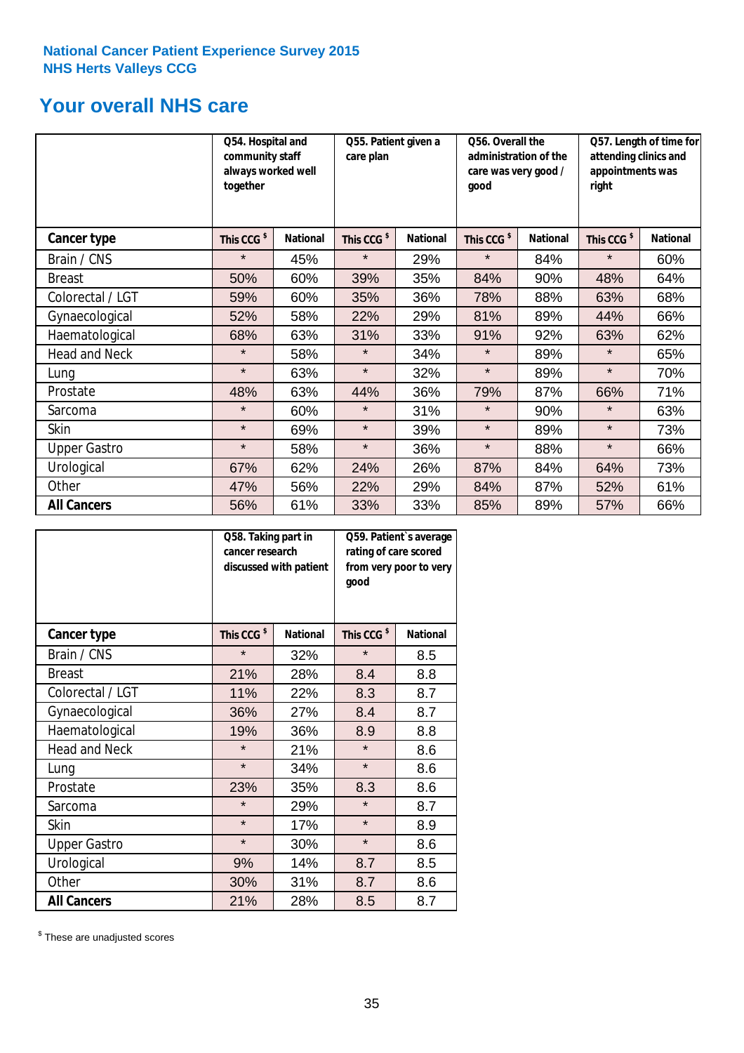National Cancer Patient Experience Survey 2015
NHS Herts Valleys CCG

# Your overall NHS care

| | Q54. Hospital and community staff always worked well together | | Q55. Patient given a care plan | | Q56. Overall the administration of the care was very good / good | | Q57. Length of time for attending clinics and appointments was right | |
|---|---|---|---|---|---|---|---|---|
| **Cancer type** | This CCG $ | National | This CCG $ | National | This CCG $ | National | This CCG $ | National |
| Brain / CNS | * | 45% | * | 29% | * | 84% | * | 60% |
| Breast | 50% | 60% | 39% | 35% | 84% | 90% | 48% | 64% |
| Colorectal / LGT | 59% | 60% | 35% | 36% | 78% | 88% | 63% | 68% |
| Gynaecological | 52% | 58% | 22% | 29% | 81% | 89% | 44% | 66% |
| Haematological | 68% | 63% | 31% | 33% | 91% | 92% | 63% | 62% |
| Head and Neck | * | 58% | * | 34% | * | 89% | * | 65% |
| Lung | * | 63% | * | 32% | * | 89% | * | 70% |
| Prostate | 48% | 63% | 44% | 36% | 79% | 87% | 66% | 71% |
| Sarcoma | * | 60% | * | 31% | * | 90% | * | 63% |
| Skin | * | 69% | * | 39% | * | 89% | * | 73% |
| Upper Gastro | * | 58% | * | 36% | * | 88% | * | 66% |
| Urological | 67% | 62% | 24% | 26% | 87% | 84% | 64% | 73% |
| Other | 47% | 56% | 22% | 29% | 84% | 87% | 52% | 61% |
| **All Cancers** | 56% | 61% | 33% | 33% | 85% | 89% | 57% | 66% |

| | Q58. Taking part in cancer research discussed with patient | | Q59. Patient`s average rating of care scored from very poor to very good | |
|---|---|---|---|---|
| **Cancer type** | This CCG $ | National | This CCG $ | National |
| Brain / CNS | * | 32% | * | 8.5 |
| Breast | 21% | 28% | 8.4 | 8.8 |
| Colorectal / LGT | 11% | 22% | 8.3 | 8.7 |
| Gynaecological | 36% | 27% | 8.4 | 8.7 |
| Haematological | 19% | 36% | 8.9 | 8.8 |
| Head and Neck | * | 21% | * | 8.6 |
| Lung | * | 34% | * | 8.6 |
| Prostate | 23% | 35% | 8.3 | 8.6 |
| Sarcoma | * | 29% | * | 8.7 |
| Skin | * | 17% | * | 8.9 |
| Upper Gastro | * | 30% | * | 8.6 |
| Urological | 9% | 14% | 8.7 | 8.5 |
| Other | 30% | 31% | 8.7 | 8.6 |
| **All Cancers** | 21% | 28% | 8.5 | 8.7 |

$ These are unadjusted scores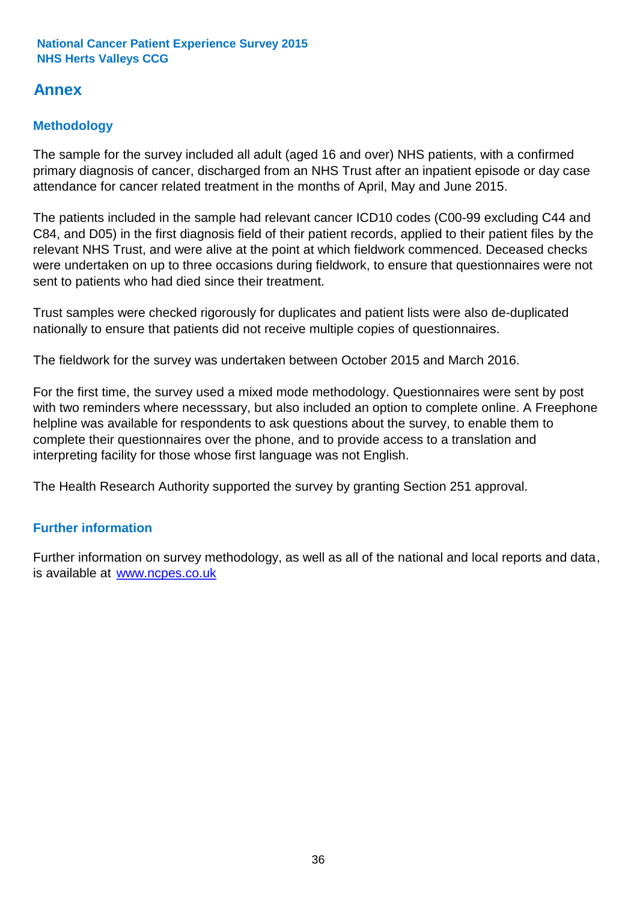National Cancer Patient Experience Survey 2015
NHS Herts Valleys CCG

# Annex

## Methodology

The sample for the survey included all adult (aged 16 and over) NHS patients, with a confirmed primary diagnosis of cancer, discharged from an NHS Trust after an inpatient episode or day case attendance for cancer related treatment in the months of April, May and June 2015.

The patients included in the sample had relevant cancer ICD10 codes (C00-99 excluding C44 and C84, and D05) in the first diagnosis field of their patient records, applied to their patient files by the relevant NHS Trust, and were alive at the point at which fieldwork commenced. Deceased checks were undertaken on up to three occasions during fieldwork, to ensure that questionnaires were not sent to patients who had died since their treatment.

Trust samples were checked rigorously for duplicates and patient lists were also de-duplicated nationally to ensure that patients did not receive multiple copies of questionnaires.

The fieldwork for the survey was undertaken between October 2015 and March 2016.

For the first time, the survey used a mixed mode methodology. Questionnaires were sent by post with two reminders where necesssary, but also included an option to complete online. A Freephone helpline was available for respondents to ask questions about the survey, to enable them to complete their questionnaires over the phone, and to provide access to a translation and interpreting facility for those whose first language was not English.

The Health Research Authority supported the survey by granting Section 251 approval.

## Further information

Further information on survey methodology, as well as all of the national and local reports and data, is available at [www.ncpes.co.uk](http://www.ncpes.co.uk)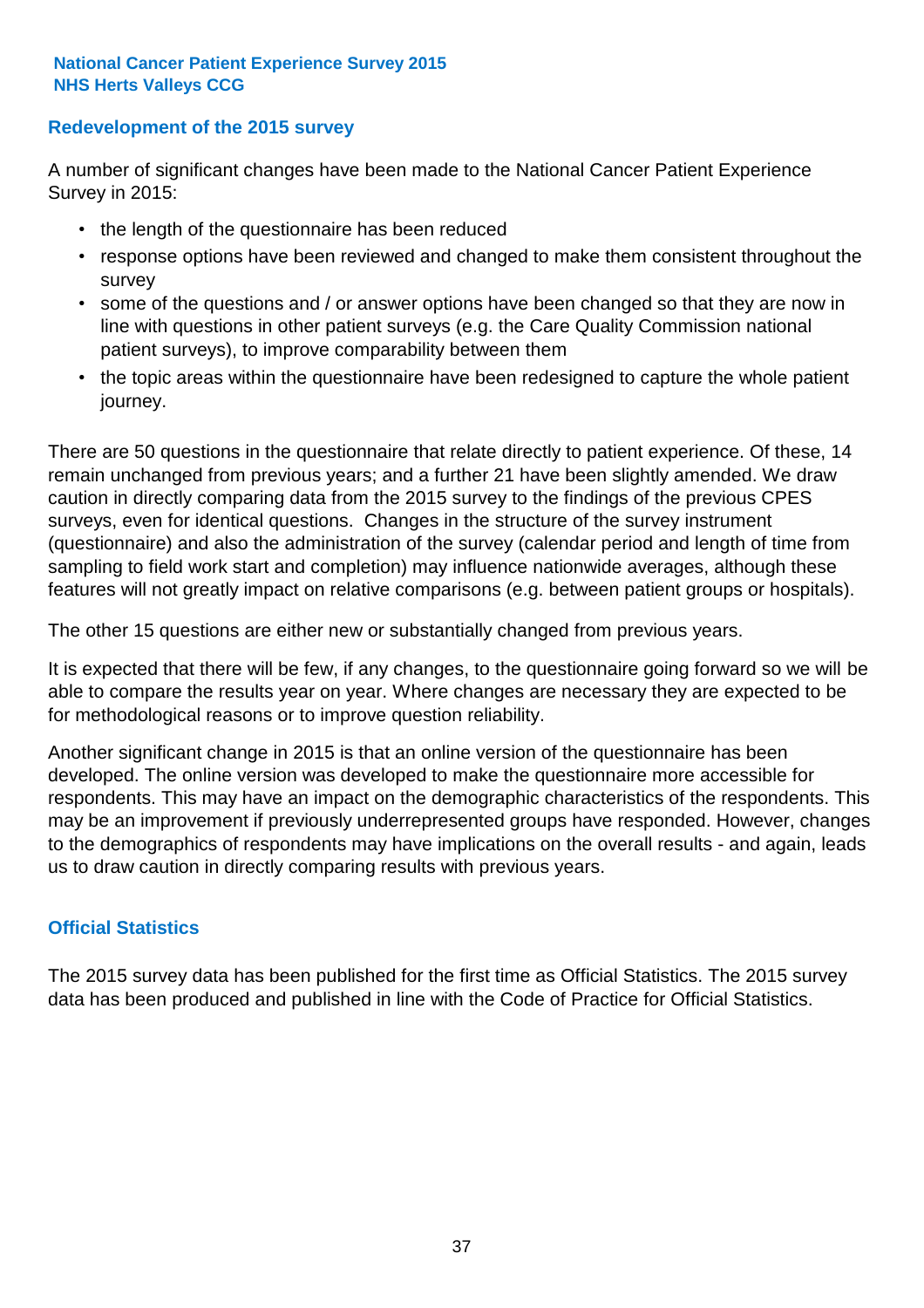National Cancer Patient Experience Survey 2015
NHS Herts Valleys CCG

## Redevelopment of the 2015 survey

A number of significant changes have been made to the National Cancer Patient Experience Survey in 2015:

- the length of the questionnaire has been reduced
- response options have been reviewed and changed to make them consistent throughout the survey
- some of the questions and / or answer options have been changed so that they are now in line with questions in other patient surveys (e.g. the Care Quality Commission national patient surveys), to improve comparability between them
- the topic areas within the questionnaire have been redesigned to capture the whole patient journey.

There are 50 questions in the questionnaire that relate directly to patient experience. Of these, 14 remain unchanged from previous years; and a further 21 have been slightly amended. We draw caution in directly comparing data from the 2015 survey to the findings of the previous CPES surveys, even for identical questions. Changes in the structure of the survey instrument (questionnaire) and also the administration of the survey (calendar period and length of time from sampling to field work start and completion) may influence nationwide averages, although these features will not greatly impact on relative comparisons (e.g. between patient groups or hospitals).

The other 15 questions are either new or substantially changed from previous years.

It is expected that there will be few, if any changes, to the questionnaire going forward so we will be able to compare the results year on year. Where changes are necessary they are expected to be for methodological reasons or to improve question reliability.

Another significant change in 2015 is that an online version of the questionnaire has been developed. The online version was developed to make the questionnaire more accessible for respondents. This may have an impact on the demographic characteristics of the respondents. This may be an improvement if previously underrepresented groups have responded. However, changes to the demographics of respondents may have implications on the overall results - and again, leads us to draw caution in directly comparing results with previous years.

## Official Statistics

The 2015 survey data has been published for the first time as Official Statistics. The 2015 survey data has been produced and published in line with the Code of Practice for Official Statistics.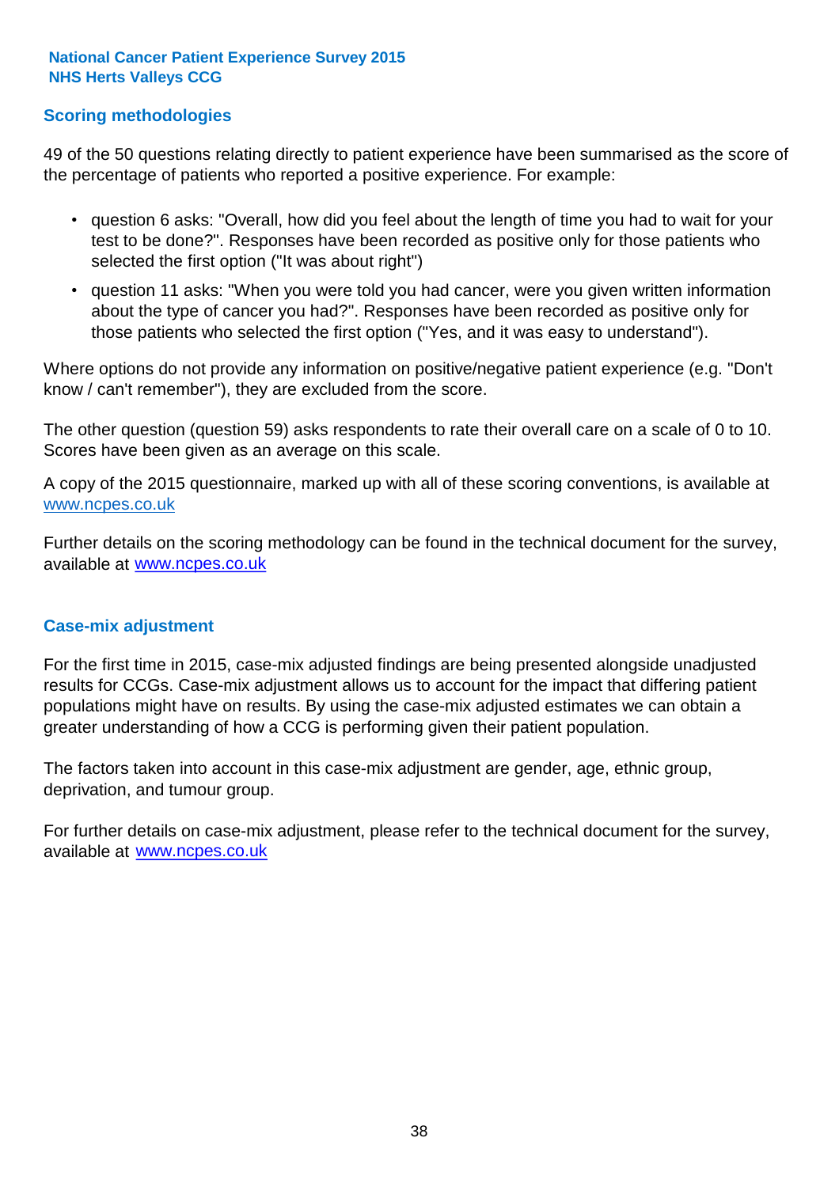## Scoring methodologies

49 of the 50 questions relating directly to patient experience have been summarised as the score of the percentage of patients who reported a positive experience. For example:

- question 6 asks: "Overall, how did you feel about the length of time you had to wait for your test to be done?". Responses have been recorded as positive only for those patients who selected the first option ("It was about right")
- question 11 asks: "When you were told you had cancer, were you given written information about the type of cancer you had?". Responses have been recorded as positive only for those patients who selected the first option ("Yes, and it was easy to understand").

Where options do not provide any information on positive/negative patient experience (e.g. "Don't know / can't remember"), they are excluded from the score.

The other question (question 59) asks respondents to rate their overall care on a scale of 0 to 10. Scores have been given as an average on this scale.

A copy of the 2015 questionnaire, marked up with all of these scoring conventions, is available at www.ncpes.co.uk

Further details on the scoring methodology can be found in the technical document for the survey, available at www.ncpes.co.uk

## Case-mix adjustment

For the first time in 2015, case-mix adjusted findings are being presented alongside unadjusted results for CCGs. Case-mix adjustment allows us to account for the impact that differing patient populations might have on results. By using the case-mix adjusted estimates we can obtain a greater understanding of how a CCG is performing given their patient population.

The factors taken into account in this case-mix adjustment are gender, age, ethnic group, deprivation, and tumour group.

For further details on case-mix adjustment, please refer to the technical document for the survey, available at www.ncpes.co.uk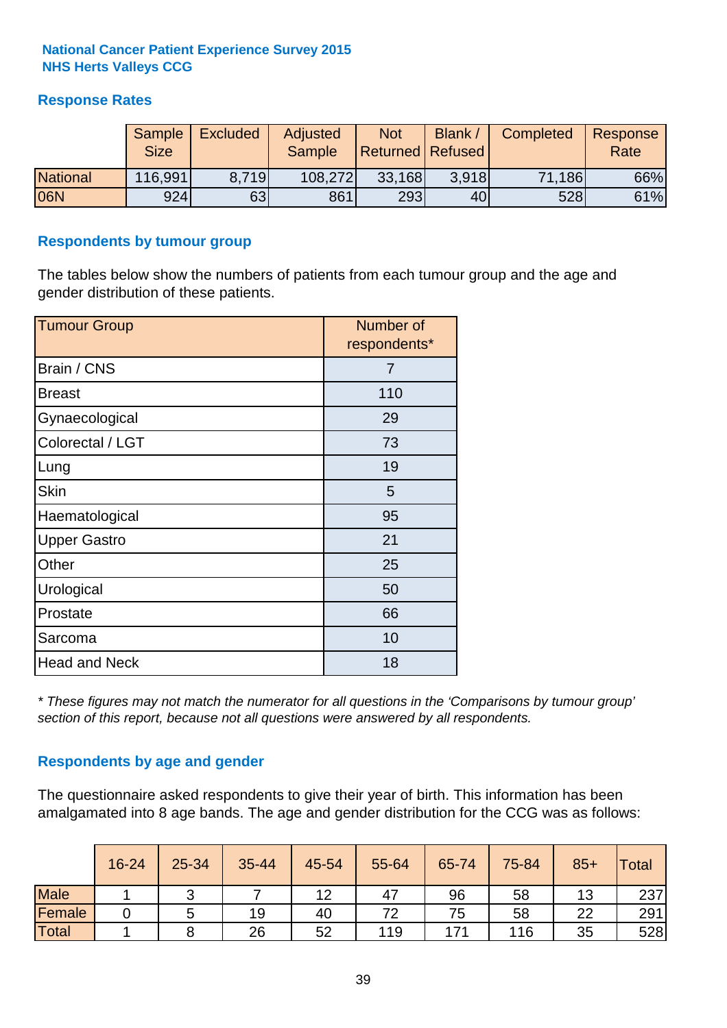**National Cancer Patient Experience Survey 2015**
**NHS Herts Valleys CCG**

## Response Rates

| | Sample Size | Excluded | Adjusted Sample | Not Returned | Blank / Refused | Completed | Response Rate |
|---|---|---|---|---|---|---|---|
| National | 116,991 | 8,719 | 108,272 | 33,168 | 3,918 | 71,186 | 66% |
| 06N | 924 | 63 | 861 | 293 | 40 | 528 | 61% |

## Respondents by tumour group

The tables below show the numbers of patients from each tumour group and the age and gender distribution of these patients.

| Tumour Group | Number of respondents* |
|---|---|
| Brain / CNS | 7 |
| Breast | 110 |
| Gynaecological | 29 |
| Colorectal / LGT | 73 |
| Lung | 19 |
| Skin | 5 |
| Haematological | 95 |
| Upper Gastro | 21 |
| Other | 25 |
| Urological | 50 |
| Prostate | 66 |
| Sarcoma | 10 |
| Head and Neck | 18 |

*\* These figures may not match the numerator for all questions in the 'Comparisons by tumour group' section of this report, because not all questions were answered by all respondents.*

## Respondents by age and gender

The questionnaire asked respondents to give their year of birth. This information has been amalgamated into 8 age bands. The age and gender distribution for the CCG was as follows:

| | 16-24 | 25-34 | 35-44 | 45-54 | 55-64 | 65-74 | 75-84 | 85+ | Total |
|---|---|---|---|---|---|---|---|---|---|
| Male | 1 | 3 | 7 | 12 | 47 | 96 | 58 | 13 | 237 |
| Female | 0 | 5 | 19 | 40 | 72 | 75 | 58 | 22 | 291 |
| Total | 1 | 8 | 26 | 52 | 119 | 171 | 116 | 35 | 528 |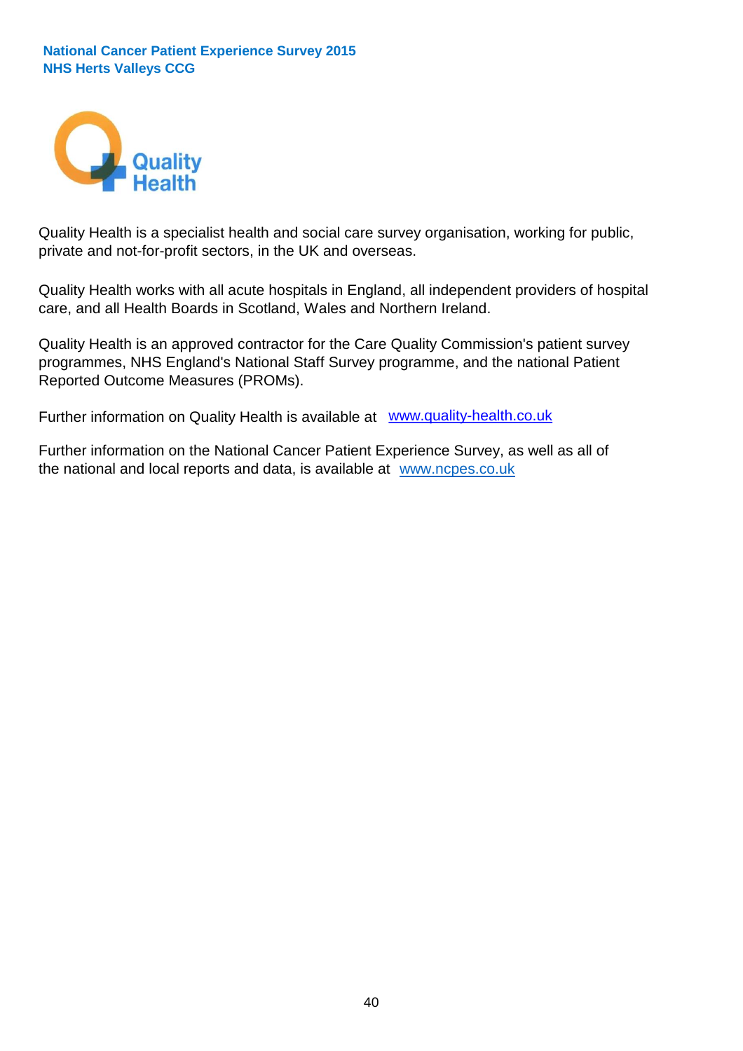Quality Health is a specialist health and social care survey organisation, working for public, private and not-for-profit sectors, in the UK and overseas.

Quality Health works with all acute hospitals in England, all independent providers of hospital care, and all Health Boards in Scotland, Wales and Northern Ireland.

Quality Health is an approved contractor for the Care Quality Commission's patient survey programmes, NHS England's National Staff Survey programme, and the national Patient Reported Outcome Measures (PROMs).

Further information on Quality Health is available at [www.quality-health.co.uk](http://www.quality-health.co.uk)

Further information on the National Cancer Patient Experience Survey, as well as all of the national and local reports and data, is available at [www.ncpes.co.uk](http://www.ncpes.co.uk)